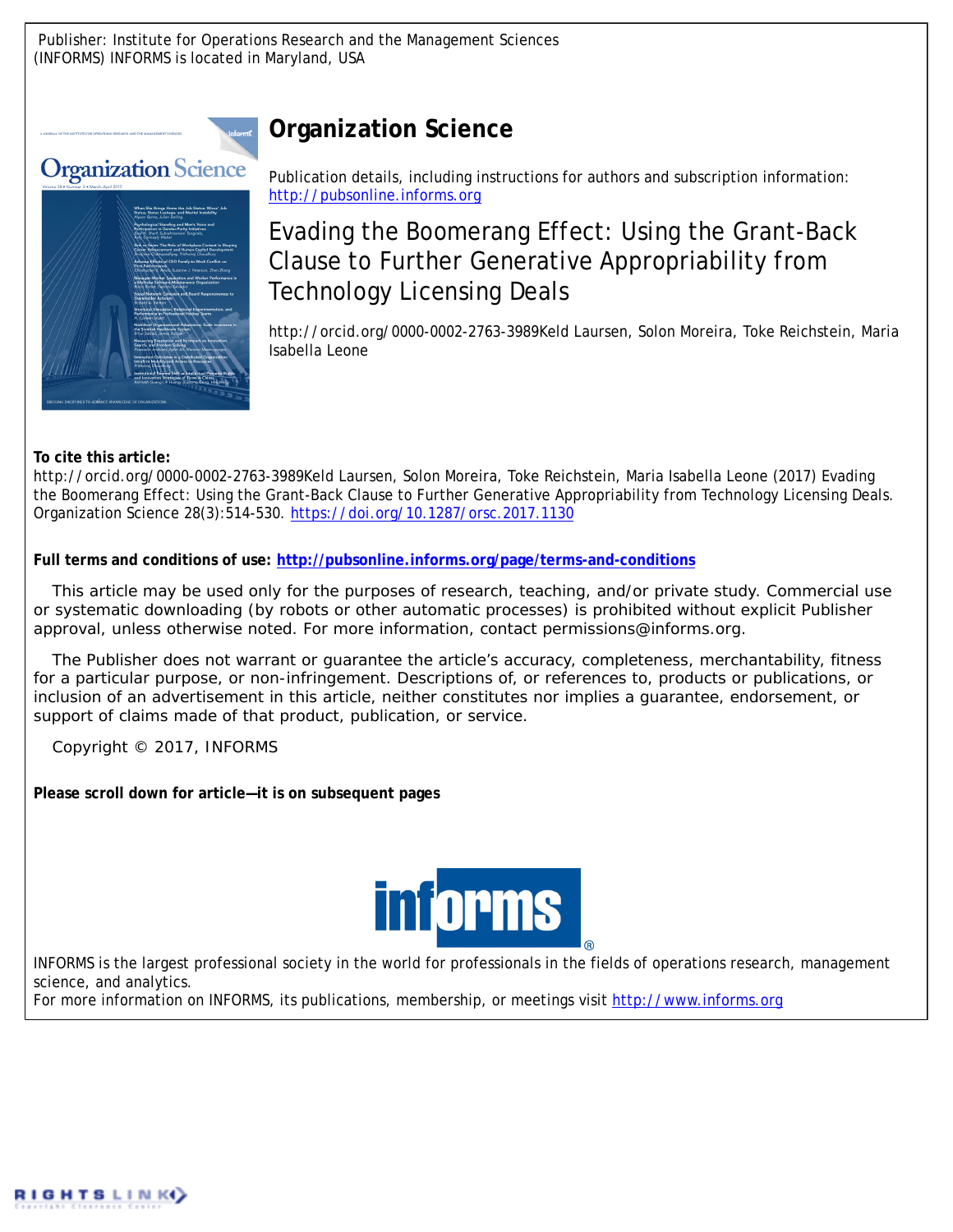Publisher: Institute for Operations Research and the Management Sciences (INFORMS) INFORMS is located in Maryland, USA

# Organization Science

Publication details, including instructions for authors and subscription information:
http://pubsonline.informs.org

## Evading the Boomerang Effect: Using the Grant-Back Clause to Further Generative Appropriability from Technology Licensing Deals

http://orcid.org/0000-0002-2763-3989Keld Laursen, Solon Moreira, Toke Reichstein, Maria Isabella Leone

**To cite this article:**

http://orcid.org/0000-0002-2763-3989Keld Laursen, Solon Moreira, Toke Reichstein, Maria Isabella Leone (2017) Evading the Boomerang Effect: Using the Grant-Back Clause to Further Generative Appropriability from Technology Licensing Deals. Organization Science 28(3):514-530. https://doi.org/10.1287/orsc.2017.1130

**Full terms and conditions of use: http://pubsonline.informs.org/page/terms-and-conditions**

This article may be used only for the purposes of research, teaching, and/or private study. Commercial use or systematic downloading (by robots or other automatic processes) is prohibited without explicit Publisher approval, unless otherwise noted. For more information, contact permissions@informs.org.

The Publisher does not warrant or guarantee the article's accuracy, completeness, merchantability, fitness for a particular purpose, or non-infringement. Descriptions of, or references to, products or publications, or inclusion of an advertisement in this article, neither constitutes nor implies a guarantee, endorsement, or support of claims made of that product, publication, or service.

Copyright © 2017, INFORMS

**Please scroll down for article—it is on subsequent pages**

INFORMS is the largest professional society in the world for professionals in the fields of operations research, management science, and analytics.
For more information on INFORMS, its publications, membership, or meetings visit http://www.informs.org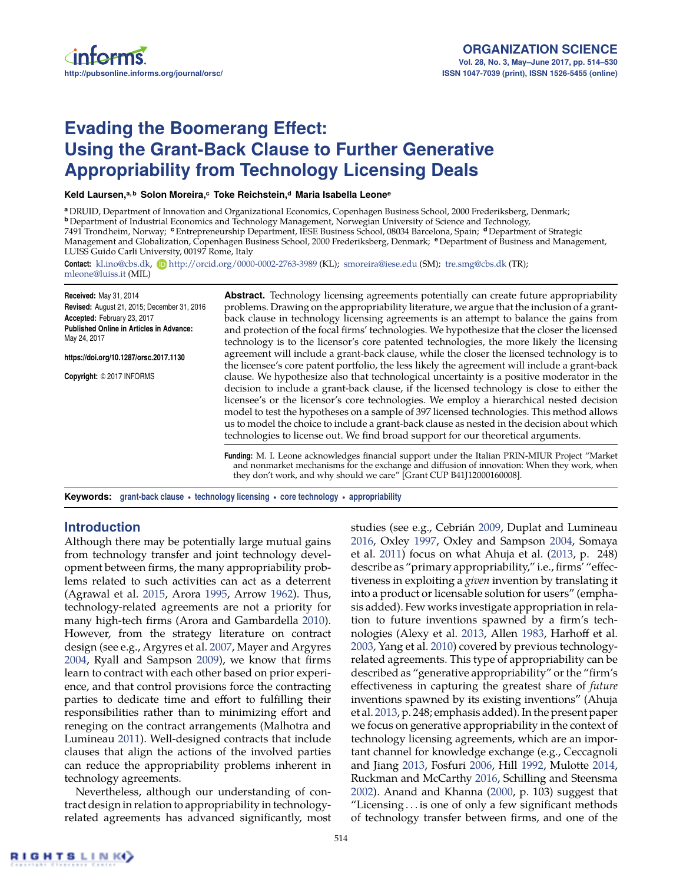# Evading the Boomerang Effect: Using the Grant-Back Clause to Further Generative Appropriability from Technology Licensing Deals

**Keld Laursen,[a,b] Solon Moreira,[c] Toke Reichstein,[d] Maria Isabella Leone[e]**

[a] DRUID, Department of Innovation and Organizational Economics, Copenhagen Business School, 2000 Frederiksberg, Denmark; [b] Department of Industrial Economics and Technology Management, Norwegian University of Science and Technology, 7491 Trondheim, Norway; [c] Entrepreneurship Department, IESE Business School, 08034 Barcelona, Spain; [d] Department of Strategic Management and Globalization, Copenhagen Business School, 2000 Frederiksberg, Denmark; [e] Department of Business and Management, LUISS Guido Carli University, 00197 Rome, Italy

**Contact:** kl.ino@cbs.dk, http://orcid.org/0000-0002-2763-3989 (KL); smoreira@iese.edu (SM); tre.smg@cbs.dk (TR); mleone@luiss.it (MIL)

**Received:** May 31, 2014
**Revised:** August 21, 2015; December 31, 2016
**Accepted:** February 23, 2017
**Published Online in Articles in Advance:** May 24, 2017

https://doi.org/10.1287/orsc.2017.1130

**Copyright:** © 2017 INFORMS

**Abstract.** Technology licensing agreements potentially can create future appropriability problems. Drawing on the appropriability literature, we argue that the inclusion of a grant-back clause in technology licensing agreements is an attempt to balance the gains from and protection of the focal firms' technologies. We hypothesize that the closer the licensed technology is to the licensor's core patented technologies, the more likely the licensing agreement will include a grant-back clause, while the closer the licensed technology is to the licensee's core patent portfolio, the less likely the agreement will include a grant-back clause. We hypothesize also that technological uncertainty is a positive moderator in the decision to include a grant-back clause, if the licensed technology is close to either the licensee's or the licensor's core technologies. We employ a hierarchical nested decision model to test the hypotheses on a sample of 397 licensed technologies. This method allows us to model the choice to include a grant-back clause as nested in the decision about which technologies to license out. We find broad support for our theoretical arguments.

**Funding:** M. I. Leone acknowledges financial support under the Italian PRIN-MIUR Project "Market and nonmarket mechanisms for the exchange and diffusion of innovation: When they work, when they don't work, and why should we care" [Grant CUP B41J12000160008].

**Keywords:** grant-back clause • technology licensing • core technology • appropriability

## Introduction

Although there may be potentially large mutual gains from technology transfer and joint technology development between firms, the many appropriability problems related to such activities can act as a deterrent (Agrawal et al. 2015, Arora 1995, Arrow 1962). Thus, technology-related agreements are not a priority for many high-tech firms (Arora and Gambardella 2010). However, from the strategy literature on contract design (see e.g., Argyres et al. 2007, Mayer and Argyres 2004, Ryall and Sampson 2009), we know that firms learn to contract with each other based on prior experience, and that control provisions force the contracting parties to dedicate time and effort to fulfilling their responsibilities rather than to minimizing effort and reneging on the contract arrangements (Malhotra and Lumineau 2011). Well-designed contracts that include clauses that align the actions of the involved parties can reduce the appropriability problems inherent in technology agreements.

Nevertheless, although our understanding of contract design in relation to appropriability in technology-related agreements has advanced significantly, most studies (see e.g., Cebrián 2009, Duplat and Lumineau 2016, Oxley 1997, Oxley and Sampson 2004, Somaya et al. 2011) focus on what Ahuja et al. (2013, p. 248) describe as "primary appropriability," i.e., firms' "effectiveness in exploiting a *given* invention by translating it into a product or licensable solution for users" (emphasis added). Few works investigate appropriation in relation to future inventions spawned by a firm's technologies (Alexy et al. 2013, Allen 1983, Harhoff et al. 2003, Yang et al. 2010) covered by previous technology-related agreements. This type of appropriability can be described as "generative appropriability" or the "firm's effectiveness in capturing the greatest share of *future* inventions spawned by its existing inventions" (Ahuja et al. 2013, p. 248; emphasis added). In the present paper we focus on generative appropriability in the context of technology licensing agreements, which are an important channel for knowledge exchange (e.g., Ceccagnoli and Jiang 2013, Fosfuri 2006, Hill 1992, Mulotte 2014, Ruckman and McCarthy 2016, Schilling and Steensma 2002). Anand and Khanna (2000, p. 103) suggest that "Licensing . . . is one of only a few significant methods of technology transfer between firms, and one of the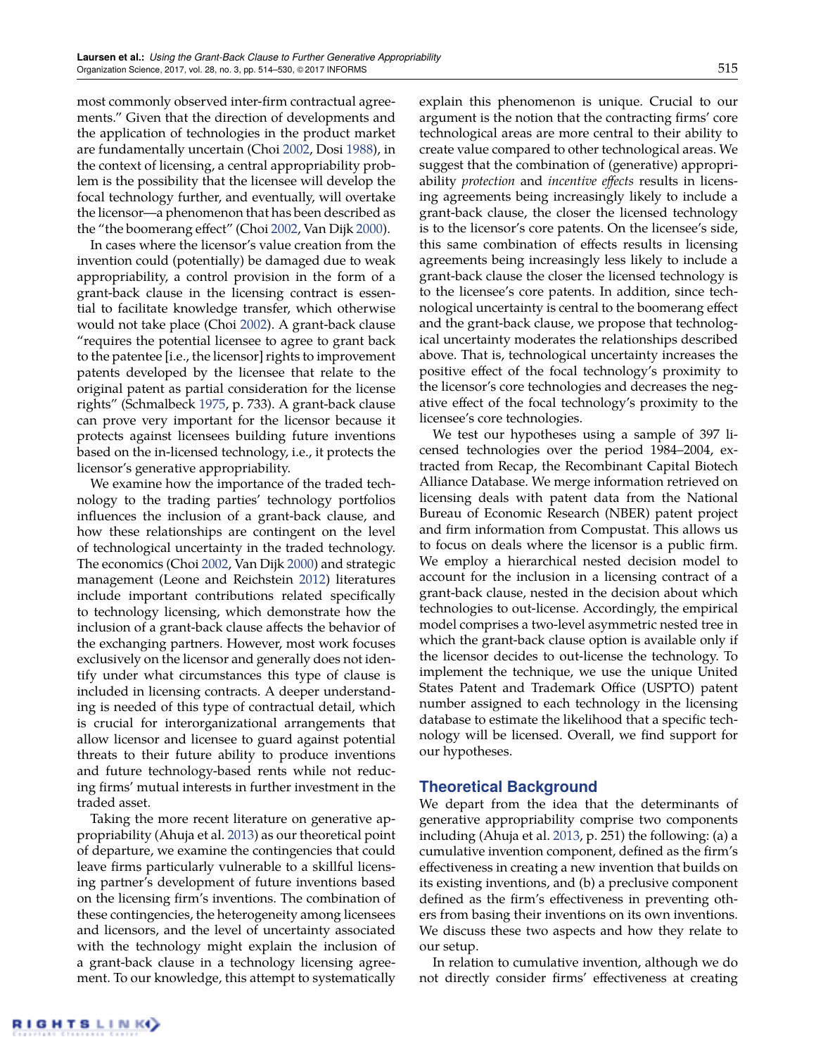most commonly observed inter-firm contractual agreements." Given that the direction of developments and the application of technologies in the product market are fundamentally uncertain (Choi 2002, Dosi 1988), in the context of licensing, a central appropriability problem is the possibility that the licensee will develop the focal technology further, and eventually, will overtake the licensor—a phenomenon that has been described as the "the boomerang effect" (Choi 2002, Van Dijk 2000).

In cases where the licensor's value creation from the invention could (potentially) be damaged due to weak appropriability, a control provision in the form of a grant-back clause in the licensing contract is essential to facilitate knowledge transfer, which otherwise would not take place (Choi 2002). A grant-back clause "requires the potential licensee to agree to grant back to the patentee [i.e., the licensor] rights to improvement patents developed by the licensee that relate to the original patent as partial consideration for the license rights" (Schmalbeck 1975, p. 733). A grant-back clause can prove very important for the licensor because it protects against licensees building future inventions based on the in-licensed technology, i.e., it protects the licensor's generative appropriability.

We examine how the importance of the traded technology to the trading parties' technology portfolios influences the inclusion of a grant-back clause, and how these relationships are contingent on the level of technological uncertainty in the traded technology. The economics (Choi 2002, Van Dijk 2000) and strategic management (Leone and Reichstein 2012) literatures include important contributions related specifically to technology licensing, which demonstrate how the inclusion of a grant-back clause affects the behavior of the exchanging partners. However, most work focuses exclusively on the licensor and generally does not identify under what circumstances this type of clause is included in licensing contracts. A deeper understanding is needed of this type of contractual detail, which is crucial for interorganizational arrangements that allow licensor and licensee to guard against potential threats to their future ability to produce inventions and future technology-based rents while not reducing firms' mutual interests in further investment in the traded asset.

Taking the more recent literature on generative appropriability (Ahuja et al. 2013) as our theoretical point of departure, we examine the contingencies that could leave firms particularly vulnerable to a skillful licensing partner's development of future inventions based on the licensing firm's inventions. The combination of these contingencies, the heterogeneity among licensees and licensors, and the level of uncertainty associated with the technology might explain the inclusion of a grant-back clause in a technology licensing agreement. To our knowledge, this attempt to systematically explain this phenomenon is unique. Crucial to our argument is the notion that the contracting firms' core technological areas are more central to their ability to create value compared to other technological areas. We suggest that the combination of (generative) appropriability *protection* and *incentive effects* results in licensing agreements being increasingly likely to include a grant-back clause, the closer the licensed technology is to the licensor's core patents. On the licensee's side, this same combination of effects results in licensing agreements being increasingly less likely to include a grant-back clause the closer the licensed technology is to the licensee's core patents. In addition, since technological uncertainty is central to the boomerang effect and the grant-back clause, we propose that technological uncertainty moderates the relationships described above. That is, technological uncertainty increases the positive effect of the focal technology's proximity to the licensor's core technologies and decreases the negative effect of the focal technology's proximity to the licensee's core technologies.

We test our hypotheses using a sample of 397 licensed technologies over the period 1984–2004, extracted from Recap, the Recombinant Capital Biotech Alliance Database. We merge information retrieved on licensing deals with patent data from the National Bureau of Economic Research (NBER) patent project and firm information from Compustat. This allows us to focus on deals where the licensor is a public firm. We employ a hierarchical nested decision model to account for the inclusion in a licensing contract of a grant-back clause, nested in the decision about which technologies to out-license. Accordingly, the empirical model comprises a two-level asymmetric nested tree in which the grant-back clause option is available only if the licensor decides to out-license the technology. To implement the technique, we use the unique United States Patent and Trademark Office (USPTO) patent number assigned to each technology in the licensing database to estimate the likelihood that a specific technology will be licensed. Overall, we find support for our hypotheses.

## Theoretical Background

We depart from the idea that the determinants of generative appropriability comprise two components including (Ahuja et al. 2013, p. 251) the following: (a) a cumulative invention component, defined as the firm's effectiveness in creating a new invention that builds on its existing inventions, and (b) a preclusive component defined as the firm's effectiveness in preventing others from basing their inventions on its own inventions. We discuss these two aspects and how they relate to our setup.

In relation to cumulative invention, although we do not directly consider firms' effectiveness at creating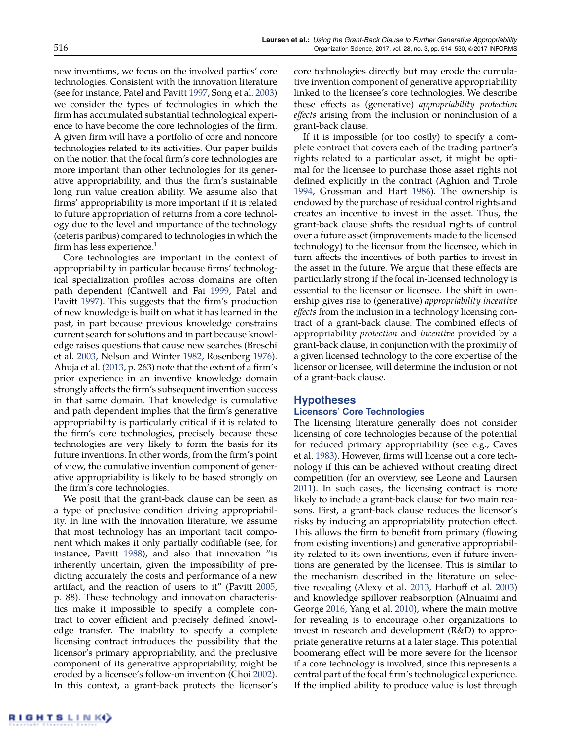new inventions, we focus on the involved parties' core technologies. Consistent with the innovation literature (see for instance, Patel and Pavitt 1997, Song et al. 2003) we consider the types of technologies in which the firm has accumulated substantial technological experience to have become the core technologies of the firm. A given firm will have a portfolio of core and noncore technologies related to its activities. Our paper builds on the notion that the focal firm's core technologies are more important than other technologies for its generative appropriability, and thus the firm's sustainable long run value creation ability. We assume also that firms' appropriability is more important if it is related to future appropriation of returns from a core technology due to the level and importance of the technology (ceteris paribus) compared to technologies in which the firm has less experience.[1]

Core technologies are important in the context of appropriability in particular because firms' technological specialization profiles across domains are often path dependent (Cantwell and Fai 1999, Patel and Pavitt 1997). This suggests that the firm's production of new knowledge is built on what it has learned in the past, in part because previous knowledge constrains current search for solutions and in part because knowledge raises questions that cause new searches (Breschi et al. 2003, Nelson and Winter 1982, Rosenberg 1976). Ahuja et al. (2013, p. 263) note that the extent of a firm's prior experience in an inventive knowledge domain strongly affects the firm's subsequent invention success in that same domain. That knowledge is cumulative and path dependent implies that the firm's generative appropriability is particularly critical if it is related to the firm's core technologies, precisely because these technologies are very likely to form the basis for its future inventions. In other words, from the firm's point of view, the cumulative invention component of generative appropriability is likely to be based strongly on the firm's core technologies.

We posit that the grant-back clause can be seen as a type of preclusive condition driving appropriability. In line with the innovation literature, we assume that most technology has an important tacit component which makes it only partially codifiable (see, for instance, Pavitt 1988), and also that innovation "is inherently uncertain, given the impossibility of predicting accurately the costs and performance of a new artifact, and the reaction of users to it" (Pavitt 2005, p. 88). These technology and innovation characteristics make it impossible to specify a complete contract to cover efficient and precisely defined knowledge transfer. The inability to specify a complete licensing contract introduces the possibility that the licensor's primary appropriability, and the preclusive component of its generative appropriability, might be eroded by a licensee's follow-on invention (Choi 2002). In this context, a grant-back protects the licensor's core technologies directly but may erode the cumulative invention component of generative appropriability linked to the licensee's core technologies. We describe these effects as (generative) *appropriability protection effects* arising from the inclusion or noninclusion of a grant-back clause.

If it is impossible (or too costly) to specify a complete contract that covers each of the trading partner's rights related to a particular asset, it might be optimal for the licensee to purchase those asset rights not defined explicitly in the contract (Aghion and Tirole 1994, Grossman and Hart 1986). The ownership is endowed by the purchase of residual control rights and creates an incentive to invest in the asset. Thus, the grant-back clause shifts the residual rights of control over a future asset (improvements made to the licensed technology) to the licensor from the licensee, which in turn affects the incentives of both parties to invest in the asset in the future. We argue that these effects are particularly strong if the focal in-licensed technology is essential to the licensor or licensee. The shift in ownership gives rise to (generative) *appropriability incentive effects* from the inclusion in a technology licensing contract of a grant-back clause. The combined effects of appropriability *protection* and *incentive* provided by a grant-back clause, in conjunction with the proximity of a given licensed technology to the core expertise of the licensor or licensee, will determine the inclusion or not of a grant-back clause.

## Hypotheses

### Licensors' Core Technologies

The licensing literature generally does not consider licensing of core technologies because of the potential for reduced primary appropriability (see e.g., Caves et al. 1983). However, firms will license out a core technology if this can be achieved without creating direct competition (for an overview, see Leone and Laursen 2011). In such cases, the licensing contract is more likely to include a grant-back clause for two main reasons. First, a grant-back clause reduces the licensor's risks by inducing an appropriability protection effect. This allows the firm to benefit from primary (flowing from existing inventions) and generative appropriability related to its own inventions, even if future inventions are generated by the licensee. This is similar to the mechanism described in the literature on selective revealing (Alexy et al. 2013, Harhoff et al. 2003) and knowledge spillover reabsorption (Alnuaimi and George 2016, Yang et al. 2010), where the main motive for revealing is to encourage other organizations to invest in research and development (R&D) to appropriate generative returns at a later stage. This potential boomerang effect will be more severe for the licensor if a core technology is involved, since this represents a central part of the focal firm's technological experience. If the implied ability to produce value is lost through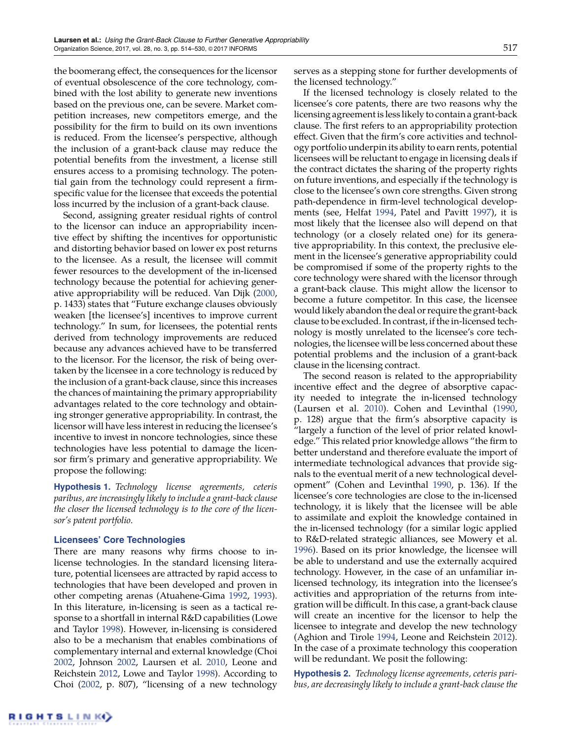the boomerang effect, the consequences for the licensor of eventual obsolescence of the core technology, combined with the lost ability to generate new inventions based on the previous one, can be severe. Market competition increases, new competitors emerge, and the possibility for the firm to build on its own inventions is reduced. From the licensee's perspective, although the inclusion of a grant-back clause may reduce the potential benefits from the investment, a license still ensures access to a promising technology. The potential gain from the technology could represent a firm-specific value for the licensee that exceeds the potential loss incurred by the inclusion of a grant-back clause.

Second, assigning greater residual rights of control to the licensor can induce an appropriability incentive effect by shifting the incentives for opportunistic and distorting behavior based on lower ex post returns to the licensee. As a result, the licensee will commit fewer resources to the development of the in-licensed technology because the potential for achieving generative appropriability will be reduced. Van Dijk (2000, p. 1433) states that "Future exchange clauses obviously weaken [the licensee's] incentives to improve current technology." In sum, for licensees, the potential rents derived from technology improvements are reduced because any advances achieved have to be transferred to the licensor. For the licensor, the risk of being overtaken by the licensee in a core technology is reduced by the inclusion of a grant-back clause, since this increases the chances of maintaining the primary appropriability advantages related to the core technology and obtaining stronger generative appropriability. In contrast, the licensor will have less interest in reducing the licensee's incentive to invest in noncore technologies, since these technologies have less potential to damage the licensor firm's primary and generative appropriability. We propose the following:

**Hypothesis 1.** *Technology license agreements, ceteris paribus, are increasingly likely to include a grant-back clause the closer the licensed technology is to the core of the licensor's patent portfolio.*

### Licensees' Core Technologies

There are many reasons why firms choose to in-license technologies. In the standard licensing literature, potential licensees are attracted by rapid access to technologies that have been developed and proven in other competing arenas (Atuahene-Gima 1992, 1993). In this literature, in-licensing is seen as a tactical response to a shortfall in internal R&D capabilities (Lowe and Taylor 1998). However, in-licensing is considered also to be a mechanism that enables combinations of complementary internal and external knowledge (Choi 2002, Johnson 2002, Laursen et al. 2010, Leone and Reichstein 2012, Lowe and Taylor 1998). According to Choi (2002, p. 807), "licensing of a new technology serves as a stepping stone for further developments of the licensed technology."

If the licensed technology is closely related to the licensee's core patents, there are two reasons why the licensing agreement is less likely to contain a grant-back clause. The first refers to an appropriability protection effect. Given that the firm's core activities and technology portfolio underpin its ability to earn rents, potential licensees will be reluctant to engage in licensing deals if the contract dictates the sharing of the property rights on future inventions, and especially if the technology is close to the licensee's own core strengths. Given strong path-dependence in firm-level technological developments (see, Helfat 1994, Patel and Pavitt 1997), it is most likely that the licensee also will depend on that technology (or a closely related one) for its generative appropriability. In this context, the preclusive element in the licensee's generative appropriability could be compromised if some of the property rights to the core technology were shared with the licensor through a grant-back clause. This might allow the licensor to become a future competitor. In this case, the licensee would likely abandon the deal or require the grant-back clause to be excluded. In contrast, if the in-licensed technology is mostly unrelated to the licensee's core technologies, the licensee will be less concerned about these potential problems and the inclusion of a grant-back clause in the licensing contract.

The second reason is related to the appropriability incentive effect and the degree of absorptive capacity needed to integrate the in-licensed technology (Laursen et al. 2010). Cohen and Levinthal (1990, p. 128) argue that the firm's absorptive capacity is "largely a function of the level of prior related knowledge." This related prior knowledge allows "the firm to better understand and therefore evaluate the import of intermediate technological advances that provide signals to the eventual merit of a new technological development" (Cohen and Levinthal 1990, p. 136). If the licensee's core technologies are close to the in-licensed technology, it is likely that the licensee will be able to assimilate and exploit the knowledge contained in the in-licensed technology (for a similar logic applied to R&D-related strategic alliances, see Mowery et al. 1996). Based on its prior knowledge, the licensee will be able to understand and use the externally acquired technology. However, in the case of an unfamiliar in-licensed technology, its integration into the licensee's activities and appropriation of the returns from integration will be difficult. In this case, a grant-back clause will create an incentive for the licensor to help the licensee to integrate and develop the new technology (Aghion and Tirole 1994, Leone and Reichstein 2012). In the case of a proximate technology this cooperation will be redundant. We posit the following:

**Hypothesis 2.** *Technology license agreements, ceteris paribus, are decreasingly likely to include a grant-back clause the*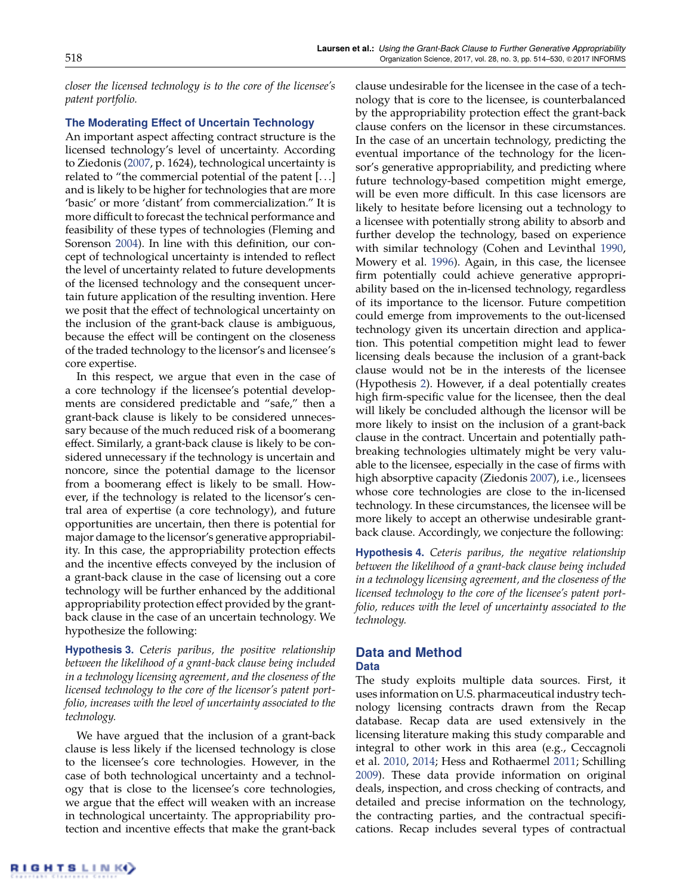*closer the licensed technology is to the core of the licensee's patent portfolio.*

### The Moderating Effect of Uncertain Technology

An important aspect affecting contract structure is the licensed technology's level of uncertainty. According to Ziedonis (2007, p. 1624), technological uncertainty is related to "the commercial potential of the patent [...] and is likely to be higher for technologies that are more 'basic' or more 'distant' from commercialization." It is more difficult to forecast the technical performance and feasibility of these types of technologies (Fleming and Sorenson 2004). In line with this definition, our concept of technological uncertainty is intended to reflect the level of uncertainty related to future developments of the licensed technology and the consequent uncertain future application of the resulting invention. Here we posit that the effect of technological uncertainty on the inclusion of the grant-back clause is ambiguous, because the effect will be contingent on the closeness of the traded technology to the licensor's and licensee's core expertise.

In this respect, we argue that even in the case of a core technology if the licensee's potential developments are considered predictable and "safe," then a grant-back clause is likely to be considered unnecessary because of the much reduced risk of a boomerang effect. Similarly, a grant-back clause is likely to be considered unnecessary if the technology is uncertain and noncore, since the potential damage to the licensor from a boomerang effect is likely to be small. However, if the technology is related to the licensor's central area of expertise (a core technology), and future opportunities are uncertain, then there is potential for major damage to the licensor's generative appropriability. In this case, the appropriability protection effects and the incentive effects conveyed by the inclusion of a grant-back clause in the case of licensing out a core technology will be further enhanced by the additional appropriability protection effect provided by the grant-back clause in the case of an uncertain technology. We hypothesize the following:

**Hypothesis 3.** *Ceteris paribus, the positive relationship between the likelihood of a grant-back clause being included in a technology licensing agreement, and the closeness of the licensed technology to the core of the licensor's patent portfolio, increases with the level of uncertainty associated to the technology.*

We have argued that the inclusion of a grant-back clause is less likely if the licensed technology is close to the licensee's core technologies. However, in the case of both technological uncertainty and a technology that is close to the licensee's core technologies, we argue that the effect will weaken with an increase in technological uncertainty. The appropriability protection and incentive effects that make the grant-back clause undesirable for the licensee in the case of a technology that is core to the licensee, is counterbalanced by the appropriability protection effect the grant-back clause confers on the licensor in these circumstances. In the case of an uncertain technology, predicting the eventual importance of the technology for the licensor's generative appropriability, and predicting where future technology-based competition might emerge, will be even more difficult. In this case licensors are likely to hesitate before licensing out a technology to a licensee with potentially strong ability to absorb and further develop the technology, based on experience with similar technology (Cohen and Levinthal 1990, Mowery et al. 1996). Again, in this case, the licensee firm potentially could achieve generative appropriability based on the in-licensed technology, regardless of its importance to the licensor. Future competition could emerge from improvements to the out-licensed technology given its uncertain direction and application. This potential competition might lead to fewer licensing deals because the inclusion of a grant-back clause would not be in the interests of the licensee (Hypothesis 2). However, if a deal potentially creates high firm-specific value for the licensee, then the deal will likely be concluded although the licensor will be more likely to insist on the inclusion of a grant-back clause in the contract. Uncertain and potentially path-breaking technologies ultimately might be very valuable to the licensee, especially in the case of firms with high absorptive capacity (Ziedonis 2007), i.e., licensees whose core technologies are close to the in-licensed technology. In these circumstances, the licensee will be more likely to accept an otherwise undesirable grant-back clause. Accordingly, we conjecture the following:

**Hypothesis 4.** *Ceteris paribus, the negative relationship between the likelihood of a grant-back clause being included in a technology licensing agreement, and the closeness of the licensed technology to the core of the licensee's patent portfolio, reduces with the level of uncertainty associated to the technology.*

## Data and Method

### Data

The study exploits multiple data sources. First, it uses information on U.S. pharmaceutical industry technology licensing contracts drawn from the Recap database. Recap data are used extensively in the licensing literature making this study comparable and integral to other work in this area (e.g., Ceccagnoli et al. 2010, 2014; Hess and Rothaermel 2011; Schilling 2009). These data provide information on original deals, inspection, and cross checking of contracts, and detailed and precise information on the technology, the contracting parties, and the contractual specifications. Recap includes several types of contractual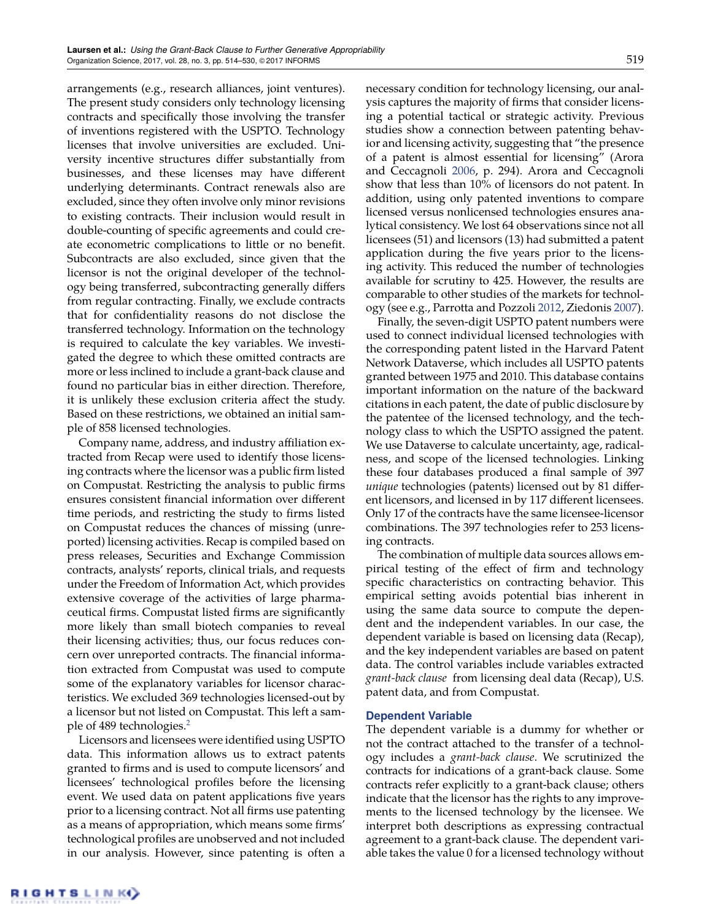arrangements (e.g., research alliances, joint ventures). The present study considers only technology licensing contracts and specifically those involving the transfer of inventions registered with the USPTO. Technology licenses that involve universities are excluded. University incentive structures differ substantially from businesses, and these licenses may have different underlying determinants. Contract renewals also are excluded, since they often involve only minor revisions to existing contracts. Their inclusion would result in double-counting of specific agreements and could create econometric complications to little or no benefit. Subcontracts are also excluded, since given that the licensor is not the original developer of the technology being transferred, subcontracting generally differs from regular contracting. Finally, we exclude contracts that for confidentiality reasons do not disclose the transferred technology. Information on the technology is required to calculate the key variables. We investigated the degree to which these omitted contracts are more or less inclined to include a grant-back clause and found no particular bias in either direction. Therefore, it is unlikely these exclusion criteria affect the study. Based on these restrictions, we obtained an initial sample of 858 licensed technologies.

Company name, address, and industry affiliation extracted from Recap were used to identify those licensing contracts where the licensor was a public firm listed on Compustat. Restricting the analysis to public firms ensures consistent financial information over different time periods, and restricting the study to firms listed on Compustat reduces the chances of missing (unreported) licensing activities. Recap is compiled based on press releases, Securities and Exchange Commission contracts, analysts' reports, clinical trials, and requests under the Freedom of Information Act, which provides extensive coverage of the activities of large pharmaceutical firms. Compustat listed firms are significantly more likely than small biotech companies to reveal their licensing activities; thus, our focus reduces concern over unreported contracts. The financial information extracted from Compustat was used to compute some of the explanatory variables for licensor characteristics. We excluded 369 technologies licensed-out by a licensor but not listed on Compustat. This left a sample of 489 technologies.[2]

Licensors and licensees were identified using USPTO data. This information allows us to extract patents granted to firms and is used to compute licensors' and licensees' technological profiles before the licensing event. We used data on patent applications five years prior to a licensing contract. Not all firms use patenting as a means of appropriation, which means some firms' technological profiles are unobserved and not included in our analysis. However, since patenting is often a necessary condition for technology licensing, our analysis captures the majority of firms that consider licensing a potential tactical or strategic activity. Previous studies show a connection between patenting behavior and licensing activity, suggesting that "the presence of a patent is almost essential for licensing" (Arora and Ceccagnoli 2006, p. 294). Arora and Ceccagnoli show that less than 10% of licensors do not patent. In addition, using only patented inventions to compare licensed versus nonlicensed technologies ensures analytical consistency. We lost 64 observations since not all licensees (51) and licensors (13) had submitted a patent application during the five years prior to the licensing activity. This reduced the number of technologies available for scrutiny to 425. However, the results are comparable to other studies of the markets for technology (see e.g., Parrotta and Pozzoli 2012, Ziedonis 2007).

Finally, the seven-digit USPTO patent numbers were used to connect individual licensed technologies with the corresponding patent listed in the Harvard Patent Network Dataverse, which includes all USPTO patents granted between 1975 and 2010. This database contains important information on the nature of the backward citations in each patent, the date of public disclosure by the patentee of the licensed technology, and the technology class to which the USPTO assigned the patent. We use Dataverse to calculate uncertainty, age, radicalness, and scope of the licensed technologies. Linking these four databases produced a final sample of 397 *unique* technologies (patents) licensed out by 81 different licensors, and licensed in by 117 different licensees. Only 17 of the contracts have the same licensee-licensor combinations. The 397 technologies refer to 253 licensing contracts.

The combination of multiple data sources allows empirical testing of the effect of firm and technology specific characteristics on contracting behavior. This empirical setting avoids potential bias inherent in using the same data source to compute the dependent and the independent variables. In our case, the dependent variable is based on licensing data (Recap), and the key independent variables are based on patent data. The control variables include variables extracted *grant-back clause* from licensing deal data (Recap), U.S. patent data, and from Compustat.

## Dependent Variable

The dependent variable is a dummy for whether or not the contract attached to the transfer of a technology includes a *grant-back clause*. We scrutinized the contracts for indications of a grant-back clause. Some contracts refer explicitly to a grant-back clause; others indicate that the licensor has the rights to any improvements to the licensed technology by the licensee. We interpret both descriptions as expressing contractual agreement to a grant-back clause. The dependent variable takes the value 0 for a licensed technology without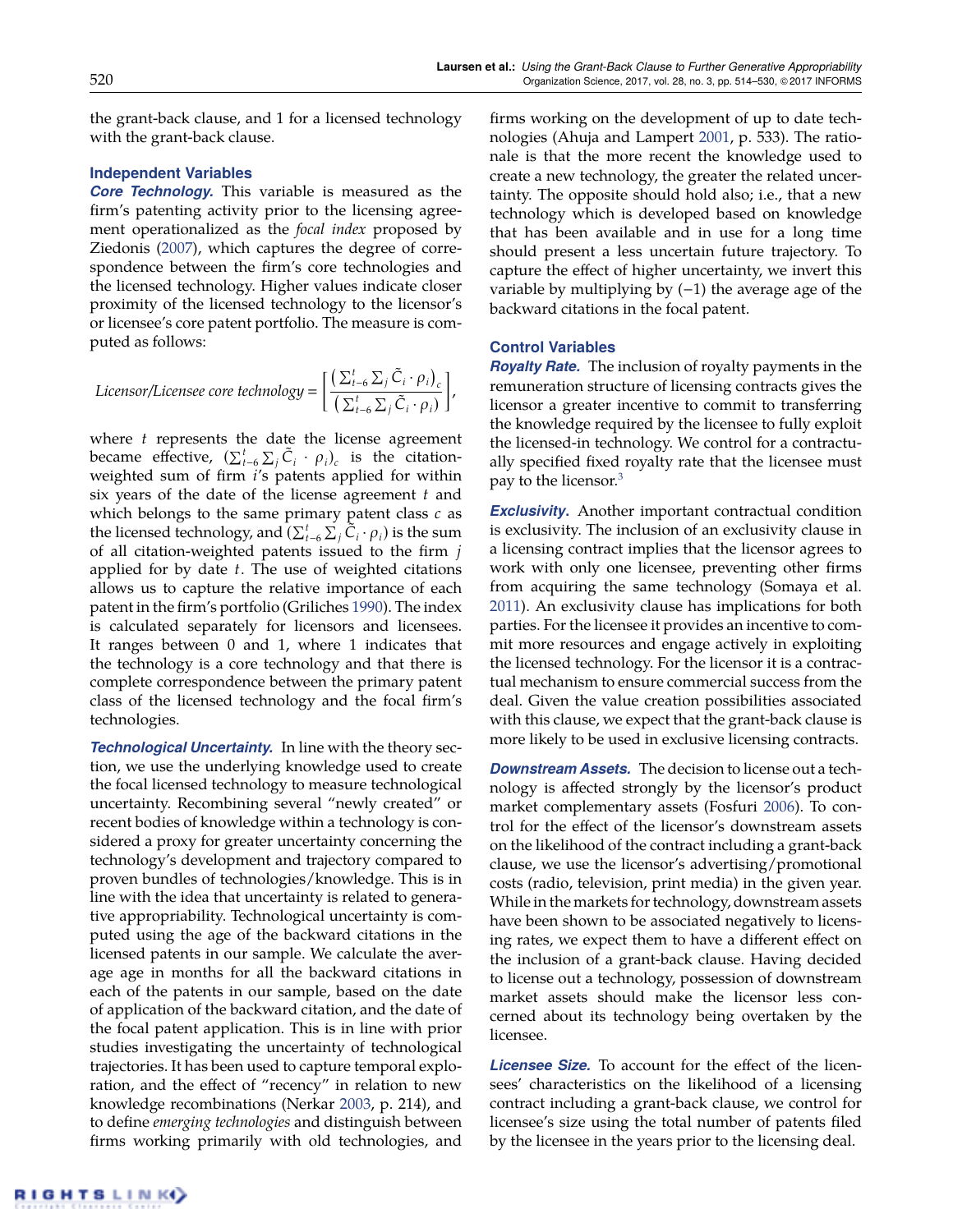the grant-back clause, and 1 for a licensed technology with the grant-back clause.

## Independent Variables

***Core Technology.*** This variable is measured as the firm's patenting activity prior to the licensing agreement operationalized as the *focal index* proposed by Ziedonis (2007), which captures the degree of correspondence between the firm's core technologies and the licensed technology. Higher values indicate closer proximity of the licensed technology to the licensor's or licensee's core patent portfolio. The measure is computed as follows:

$$\textit{Licensor/Licensee core technology} = \left[ \frac{\left(\sum_{t-6}^{t} \sum_{j} \tilde{C}_i \cdot \rho_i\right)_c}{\left(\sum_{t-6}^{t} \sum_{j} \tilde{C}_i \cdot \rho_i\right)} \right],$$

where $t$ represents the date the license agreement became effective, $(\sum_{t-6}^{t} \sum_{j} \tilde{C}_i \cdot \rho_i)_c$ is the citation-weighted sum of firm $i$'s patents applied for within six years of the date of the license agreement $t$ and which belongs to the same primary patent class $c$ as the licensed technology, and $(\sum_{t-6}^{t} \sum_{j} \tilde{C}_i \cdot \rho_i)$ is the sum of all citation-weighted patents issued to the firm $j$ applied for by date $t$. The use of weighted citations allows us to capture the relative importance of each patent in the firm's portfolio (Griliches 1990). The index is calculated separately for licensors and licensees. It ranges between 0 and 1, where 1 indicates that the technology is a core technology and that there is complete correspondence between the primary patent class of the licensed technology and the focal firm's technologies.

***Technological Uncertainty.*** In line with the theory section, we use the underlying knowledge used to create the focal licensed technology to measure technological uncertainty. Recombining several "newly created" or recent bodies of knowledge within a technology is considered a proxy for greater uncertainty concerning the technology's development and trajectory compared to proven bundles of technologies/knowledge. This is in line with the idea that uncertainty is related to generative appropriability. Technological uncertainty is computed using the age of the backward citations in the licensed patents in our sample. We calculate the average age in months for all the backward citations in each of the patents in our sample, based on the date of application of the backward citation, and the date of the focal patent application. This is in line with prior studies investigating the uncertainty of technological trajectories. It has been used to capture temporal exploration, and the effect of "recency" in relation to new knowledge recombinations (Nerkar 2003, p. 214), and to define *emerging technologies* and distinguish between firms working primarily with old technologies, and firms working on the development of up to date technologies (Ahuja and Lampert 2001, p. 533). The rationale is that the more recent the knowledge used to create a new technology, the greater the related uncertainty. The opposite should hold also; i.e., that a new technology which is developed based on knowledge that has been available and in use for a long time should present a less uncertain future trajectory. To capture the effect of higher uncertainty, we invert this variable by multiplying by (−1) the average age of the backward citations in the focal patent.

## Control Variables

***Royalty Rate.*** The inclusion of royalty payments in the remuneration structure of licensing contracts gives the licensor a greater incentive to commit to transferring the knowledge required by the licensee to fully exploit the licensed-in technology. We control for a contractually specified fixed royalty rate that the licensee must pay to the licensor.[3]

***Exclusivity.*** Another important contractual condition is exclusivity. The inclusion of an exclusivity clause in a licensing contract implies that the licensor agrees to work with only one licensee, preventing other firms from acquiring the same technology (Somaya et al. 2011). An exclusivity clause has implications for both parties. For the licensee it provides an incentive to commit more resources and engage actively in exploiting the licensed technology. For the licensor it is a contractual mechanism to ensure commercial success from the deal. Given the value creation possibilities associated with this clause, we expect that the grant-back clause is more likely to be used in exclusive licensing contracts.

***Downstream Assets.*** The decision to license out a technology is affected strongly by the licensor's product market complementary assets (Fosfuri 2006). To control for the effect of the licensor's downstream assets on the likelihood of the contract including a grant-back clause, we use the licensor's advertising/promotional costs (radio, television, print media) in the given year. While in the markets for technology, downstream assets have been shown to be associated negatively to licensing rates, we expect them to have a different effect on the inclusion of a grant-back clause. Having decided to license out a technology, possession of downstream market assets should make the licensor less concerned about its technology being overtaken by the licensee.

***Licensee Size.*** To account for the effect of the licensees' characteristics on the likelihood of a licensing contract including a grant-back clause, we control for licensee's size using the total number of patents filed by the licensee in the years prior to the licensing deal.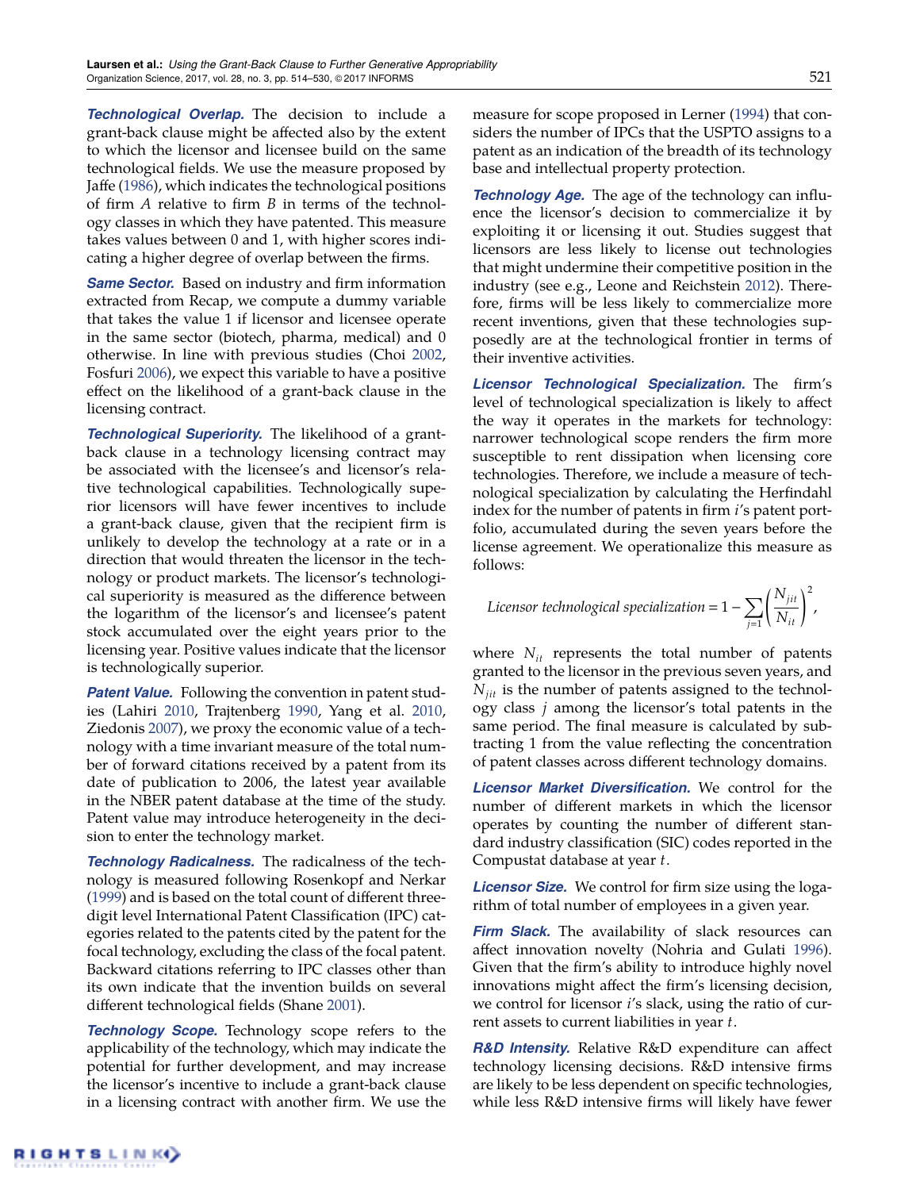***Technological Overlap.*** The decision to include a grant-back clause might be affected also by the extent to which the licensor and licensee build on the same technological fields. We use the measure proposed by Jaffe (1986), which indicates the technological positions of firm $A$ relative to firm $B$ in terms of the technology classes in which they have patented. This measure takes values between 0 and 1, with higher scores indicating a higher degree of overlap between the firms.

***Same Sector.*** Based on industry and firm information extracted from Recap, we compute a dummy variable that takes the value 1 if licensor and licensee operate in the same sector (biotech, pharma, medical) and 0 otherwise. In line with previous studies (Choi 2002, Fosfuri 2006), we expect this variable to have a positive effect on the likelihood of a grant-back clause in the licensing contract.

***Technological Superiority.*** The likelihood of a grant-back clause in a technology licensing contract may be associated with the licensee's and licensor's relative technological capabilities. Technologically superior licensors will have fewer incentives to include a grant-back clause, given that the recipient firm is unlikely to develop the technology at a rate or in a direction that would threaten the licensor in the technology or product markets. The licensor's technological superiority is measured as the difference between the logarithm of the licensor's and licensee's patent stock accumulated over the eight years prior to the licensing year. Positive values indicate that the licensor is technologically superior.

***Patent Value.*** Following the convention in patent studies (Lahiri 2010, Trajtenberg 1990, Yang et al. 2010, Ziedonis 2007), we proxy the economic value of a technology with a time invariant measure of the total number of forward citations received by a patent from its date of publication to 2006, the latest year available in the NBER patent database at the time of the study. Patent value may introduce heterogeneity in the decision to enter the technology market.

***Technology Radicalness.*** The radicalness of the technology is measured following Rosenkopf and Nerkar (1999) and is based on the total count of different three-digit level International Patent Classification (IPC) categories related to the patents cited by the patent for the focal technology, excluding the class of the focal patent. Backward citations referring to IPC classes other than its own indicate that the invention builds on several different technological fields (Shane 2001).

***Technology Scope.*** Technology scope refers to the applicability of the technology, which may indicate the potential for further development, and may increase the licensor's incentive to include a grant-back clause in a licensing contract with another firm. We use the measure for scope proposed in Lerner (1994) that considers the number of IPCs that the USPTO assigns to a patent as an indication of the breadth of its technology base and intellectual property protection.

***Technology Age.*** The age of the technology can influence the licensor's decision to commercialize it by exploiting it or licensing it out. Studies suggest that licensors are less likely to license out technologies that might undermine their competitive position in the industry (see e.g., Leone and Reichstein 2012). Therefore, firms will be less likely to commercialize more recent inventions, given that these technologies supposedly are at the technological frontier in terms of their inventive activities.

***Licensor Technological Specialization.*** The firm's level of technological specialization is likely to affect the way it operates in the markets for technology: narrower technological scope renders the firm more susceptible to rent dissipation when licensing core technologies. Therefore, we include a measure of technological specialization by calculating the Herfindahl index for the number of patents in firm $i$'s patent portfolio, accumulated during the seven years before the license agreement. We operationalize this measure as follows:

$$\textit{Licensor technological specialization} = 1 - \sum_{j=1} \left( \frac{N_{jit}}{N_{it}} \right)^2,$$

where $N_{it}$ represents the total number of patents granted to the licensor in the previous seven years, and $N_{jit}$ is the number of patents assigned to the technology class $j$ among the licensor's total patents in the same period. The final measure is calculated by subtracting 1 from the value reflecting the concentration of patent classes across different technology domains.

***Licensor Market Diversification.*** We control for the number of different markets in which the licensor operates by counting the number of different standard industry classification (SIC) codes reported in the Compustat database at year $t$.

***Licensor Size.*** We control for firm size using the logarithm of total number of employees in a given year.

***Firm Slack.*** The availability of slack resources can affect innovation novelty (Nohria and Gulati 1996). Given that the firm's ability to introduce highly novel innovations might affect the firm's licensing decision, we control for licensor $i$'s slack, using the ratio of current assets to current liabilities in year $t$.

***R&D Intensity.*** Relative R&D expenditure can affect technology licensing decisions. R&D intensive firms are likely to be less dependent on specific technologies, while less R&D intensive firms will likely have fewer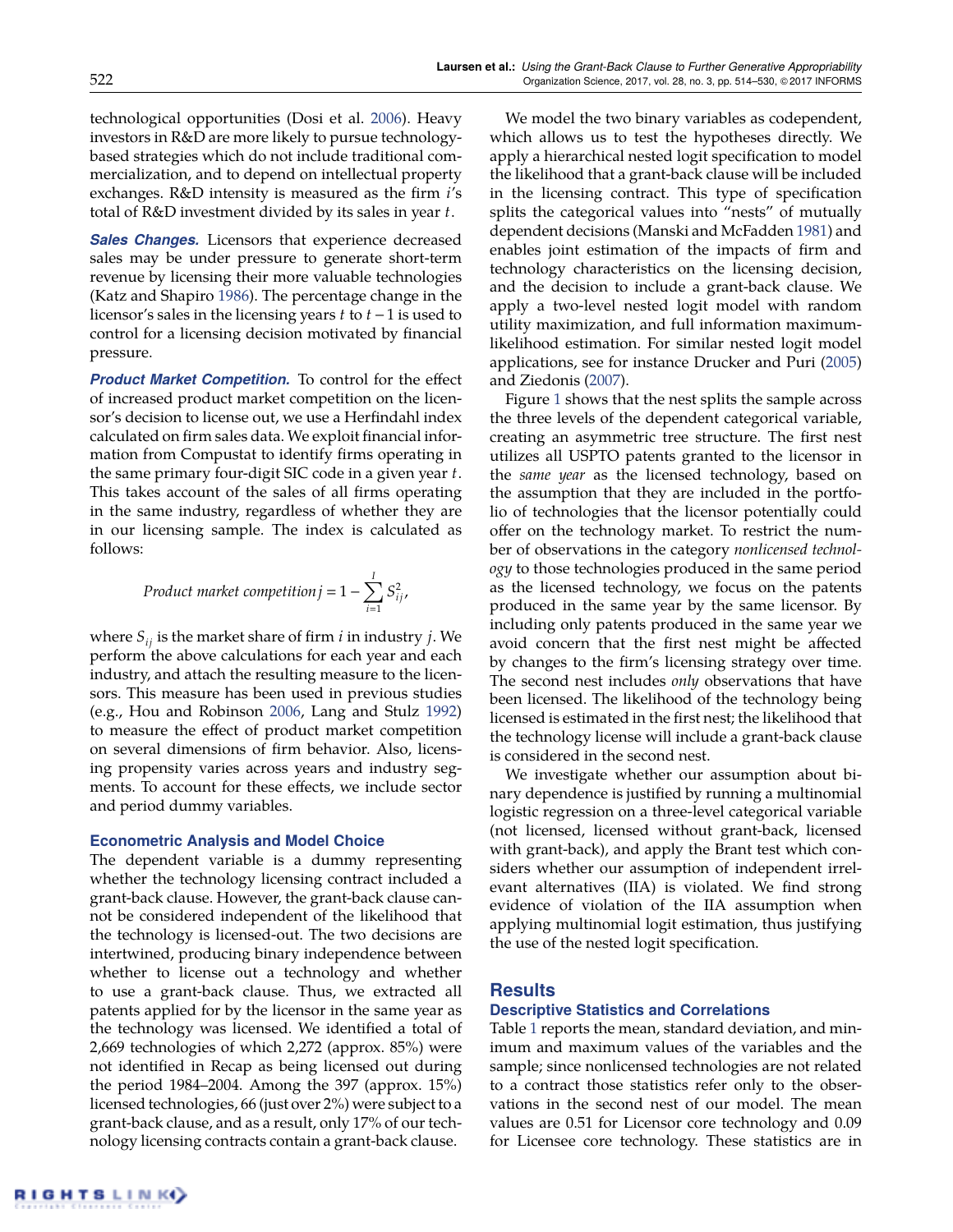technological opportunities (Dosi et al. 2006). Heavy investors in R&D are more likely to pursue technology-based strategies which do not include traditional commercialization, and to depend on intellectual property exchanges. R&D intensity is measured as the firm $i$'s total of R&D investment divided by its sales in year $t$.

***Sales Changes.*** Licensors that experience decreased sales may be under pressure to generate short-term revenue by licensing their more valuable technologies (Katz and Shapiro 1986). The percentage change in the licensor's sales in the licensing years $t$ to $t-1$ is used to control for a licensing decision motivated by financial pressure.

***Product Market Competition.*** To control for the effect of increased product market competition on the licensor's decision to license out, we use a Herfindahl index calculated on firm sales data. We exploit financial information from Compustat to identify firms operating in the same primary four-digit SIC code in a given year $t$. This takes account of the sales of all firms operating in the same industry, regardless of whether they are in our licensing sample. The index is calculated as follows:

$$\textit{Product market competition}\, j = 1 - \sum_{i=1}^{I} S_{ij}^2,$$

where $S_{ij}$ is the market share of firm $i$ in industry $j$. We perform the above calculations for each year and each industry, and attach the resulting measure to the licensors. This measure has been used in previous studies (e.g., Hou and Robinson 2006, Lang and Stulz 1992) to measure the effect of product market competition on several dimensions of firm behavior. Also, licensing propensity varies across years and industry segments. To account for these effects, we include sector and period dummy variables.

### Econometric Analysis and Model Choice

The dependent variable is a dummy representing whether the technology licensing contract included a grant-back clause. However, the grant-back clause cannot be considered independent of the likelihood that the technology is licensed-out. The two decisions are intertwined, producing binary independence between whether to license out a technology and whether to use a grant-back clause. Thus, we extracted all patents applied for by the licensor in the same year as the technology was licensed. We identified a total of 2,669 technologies of which 2,272 (approx. 85%) were not identified in Recap as being licensed out during the period 1984–2004. Among the 397 (approx. 15%) licensed technologies, 66 (just over 2%) were subject to a grant-back clause, and as a result, only 17% of our technology licensing contracts contain a grant-back clause.

We model the two binary variables as codependent, which allows us to test the hypotheses directly. We apply a hierarchical nested logit specification to model the likelihood that a grant-back clause will be included in the licensing contract. This type of specification splits the categorical values into "nests" of mutually dependent decisions (Manski and McFadden 1981) and enables joint estimation of the impacts of firm and technology characteristics on the licensing decision, and the decision to include a grant-back clause. We apply a two-level nested logit model with random utility maximization, and full information maximum-likelihood estimation. For similar nested logit model applications, see for instance Drucker and Puri (2005) and Ziedonis (2007).

Figure 1 shows that the nest splits the sample across the three levels of the dependent categorical variable, creating an asymmetric tree structure. The first nest utilizes all USPTO patents granted to the licensor in the *same year* as the licensed technology, based on the assumption that they are included in the portfolio of technologies that the licensor potentially could offer on the technology market. To restrict the number of observations in the category *nonlicensed technology* to those technologies produced in the same period as the licensed technology, we focus on the patents produced in the same year by the same licensor. By including only patents produced in the same year we avoid concern that the first nest might be affected by changes to the firm's licensing strategy over time. The second nest includes *only* observations that have been licensed. The likelihood of the technology being licensed is estimated in the first nest; the likelihood that the technology license will include a grant-back clause is considered in the second nest.

We investigate whether our assumption about binary dependence is justified by running a multinomial logistic regression on a three-level categorical variable (not licensed, licensed without grant-back, licensed with grant-back), and apply the Brant test which considers whether our assumption of independent irrelevant alternatives (IIA) is violated. We find strong evidence of violation of the IIA assumption when applying multinomial logit estimation, thus justifying the use of the nested logit specification.

## Results

### Descriptive Statistics and Correlations

Table 1 reports the mean, standard deviation, and minimum and maximum values of the variables and the sample; since nonlicensed technologies are not related to a contract those statistics refer only to the observations in the second nest of our model. The mean values are 0.51 for Licensor core technology and 0.09 for Licensee core technology. These statistics are in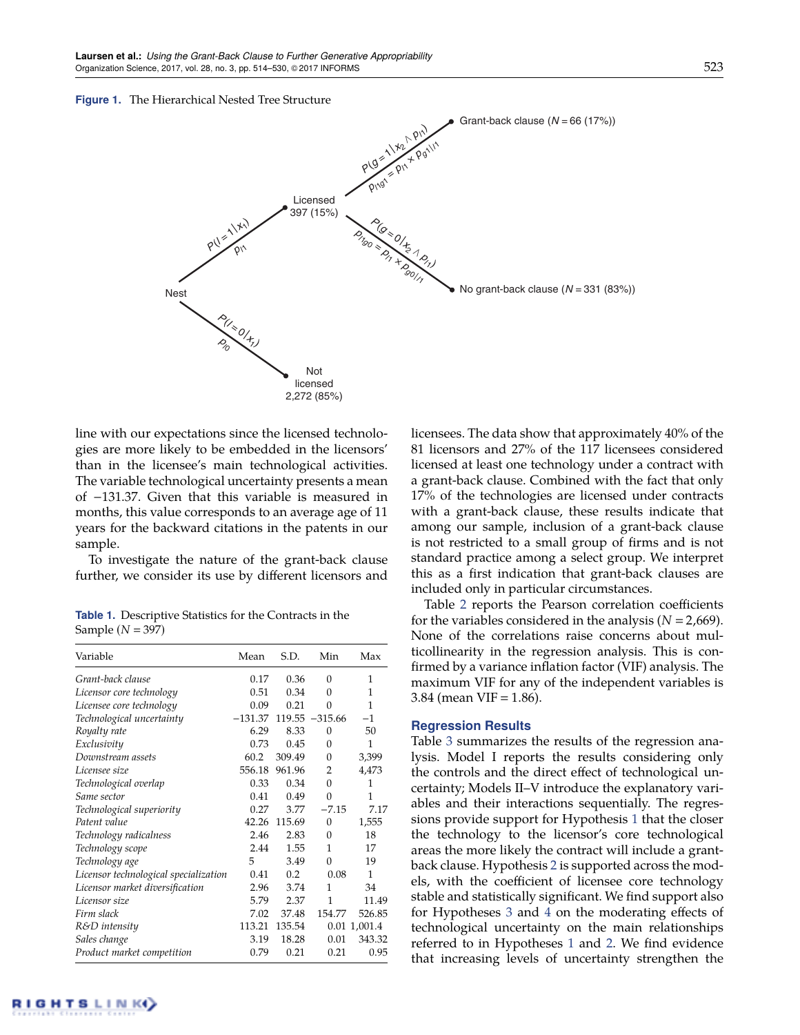**Figure 1.** The Hierarchical Nested Tree Structure

line with our expectations since the licensed technologies are more likely to be embedded in the licensors' than in the licensee's main technological activities. The variable technological uncertainty presents a mean of −131.37. Given that this variable is measured in months, this value corresponds to an average age of 11 years for the backward citations in the patents in our sample.

To investigate the nature of the grant-back clause further, we consider its use by different licensors and licensees. The data show that approximately 40% of the 81 licensors and 27% of the 117 licensees considered licensed at least one technology under a contract with a grant-back clause. Combined with the fact that only 17% of the technologies are licensed under contracts with a grant-back clause, these results indicate that among our sample, inclusion of a grant-back clause is not restricted to a small group of firms and is not standard practice among a select group. We interpret this as a first indication that grant-back clauses are included only in particular circumstances.

**Table 1.** Descriptive Statistics for the Contracts in the Sample ($N = 397$)

| Variable | Mean | S.D. | Min | Max |
|---|---|---|---|---|
| *Grant-back clause* | 0.17 | 0.36 | 0 | 1 |
| *Licensor core technology* | 0.51 | 0.34 | 0 | 1 |
| *Licensee core technology* | 0.09 | 0.21 | 0 | 1 |
| *Technological uncertainty* | −131.37 | 119.55 | −315.66 | −1 |
| *Royalty rate* | 6.29 | 8.33 | 0 | 50 |
| *Exclusivity* | 0.73 | 0.45 | 0 | 1 |
| *Downstream assets* | 60.2 | 309.49 | 0 | 3,399 |
| *Licensee size* | 556.18 | 961.96 | 2 | 4,473 |
| *Technological overlap* | 0.33 | 0.34 | 0 | 1 |
| *Same sector* | 0.41 | 0.49 | 0 | 1 |
| *Technological superiority* | 0.27 | 3.77 | −7.15 | 7.17 |
| *Patent value* | 42.26 | 115.69 | 0 | 1,555 |
| *Technology radicalness* | 2.46 | 2.83 | 0 | 18 |
| *Technology scope* | 2.44 | 1.55 | 1 | 17 |
| *Technology age* | 5 | 3.49 | 0 | 19 |
| *Licensor technological specialization* | 0.41 | 0.2 | 0.08 | 1 |
| *Licensor market diversification* | 2.96 | 3.74 | 1 | 34 |
| *Licensor size* | 5.79 | 2.37 | 1 | 11.49 |
| *Firm slack* | 7.02 | 37.48 | 154.77 | 526.85 |
| *R&D intensity* | 113.21 | 135.54 | 0.01 | 1,001.4 |
| *Sales change* | 3.19 | 18.28 | 0.01 | 343.32 |
| *Product market competition* | 0.79 | 0.21 | 0.21 | 0.95 |

Table 2 reports the Pearson correlation coefficients for the variables considered in the analysis ($N = 2{,}669$). None of the correlations raise concerns about multicollinearity in the regression analysis. This is confirmed by a variance inflation factor (VIF) analysis. The maximum VIF for any of the independent variables is 3.84 (mean VIF = 1.86).

## Regression Results

Table 3 summarizes the results of the regression analysis. Model I reports the results considering only the controls and the direct effect of technological uncertainty; Models II–V introduce the explanatory variables and their interactions sequentially. The regressions provide support for Hypothesis 1 that the closer the technology to the licensor's core technological areas the more likely the contract will include a grant-back clause. Hypothesis 2 is supported across the models, with the coefficient of licensee core technology stable and statistically significant. We find support also for Hypotheses 3 and 4 on the moderating effects of technological uncertainty on the main relationships referred to in Hypotheses 1 and 2. We find evidence that increasing levels of uncertainty strengthen the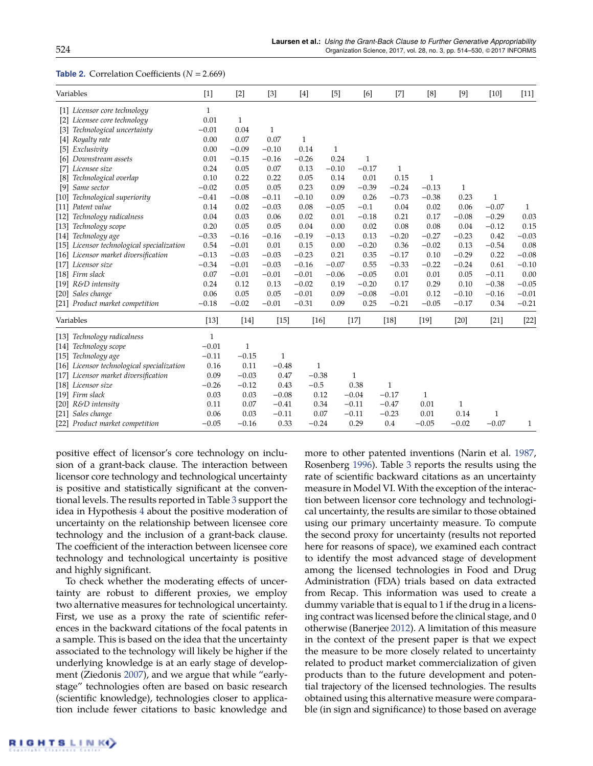**Table 2.** Correlation Coefficients ($N = 2.669$)

| Variables | [1] | [2] | [3] | [4] | [5] | [6] | [7] | [8] | [9] | [10] | [11] |
|---|---|---|---|---|---|---|---|---|---|---|---|
| [1] *Licensor core technology* | 1 | | | | | | | | | | |
| [2] *Licensee core technology* | 0.01 | 1 | | | | | | | | | |
| [3] *Technological uncertainty* | −0.01 | 0.04 | 1 | | | | | | | | |
| [4] *Royalty rate* | 0.00 | 0.07 | 0.07 | 1 | | | | | | | |
| [5] *Exclusivity* | 0.00 | −0.09 | −0.10 | 0.14 | 1 | | | | | | |
| [6] *Downstream assets* | 0.01 | −0.15 | −0.16 | −0.26 | 0.24 | 1 | | | | | |
| [7] *Licensee size* | 0.24 | 0.05 | 0.07 | 0.13 | −0.10 | −0.17 | 1 | | | | |
| [8] *Technological overlap* | 0.10 | 0.22 | 0.22 | 0.05 | 0.14 | 0.01 | 0.15 | 1 | | | |
| [9] *Same sector* | −0.02 | 0.05 | 0.05 | 0.23 | 0.09 | −0.39 | −0.24 | −0.13 | 1 | | |
| [10] *Technological superiority* | −0.41 | −0.08 | −0.11 | −0.10 | 0.09 | 0.26 | −0.73 | −0.38 | 0.23 | 1 | |
| [11] *Patent value* | 0.14 | 0.02 | −0.03 | 0.08 | −0.05 | −0.1 | 0.04 | 0.02 | 0.06 | −0.07 | 1 |
| [12] *Technology radicalness* | 0.04 | 0.03 | 0.06 | 0.02 | 0.01 | −0.18 | 0.21 | 0.17 | −0.08 | −0.29 | 0.03 |
| [13] *Technology scope* | 0.20 | 0.05 | 0.05 | 0.04 | 0.00 | 0.02 | 0.08 | 0.08 | 0.04 | −0.12 | 0.15 |
| [14] *Technology age* | −0.33 | −0.16 | −0.16 | −0.19 | −0.13 | 0.13 | −0.20 | −0.27 | −0.23 | 0.42 | −0.03 |
| [15] *Licensor technological specialization* | 0.54 | −0.01 | 0.01 | 0.15 | 0.00 | −0.20 | 0.36 | −0.02 | 0.13 | −0.54 | 0.08 |
| [16] *Licensor market diversification* | −0.13 | −0.03 | −0.03 | −0.23 | 0.21 | 0.35 | −0.17 | 0.10 | −0.29 | 0.22 | −0.08 |
| [17] *Licensor size* | −0.34 | −0.01 | −0.03 | −0.16 | −0.07 | 0.55 | −0.33 | −0.22 | −0.24 | 0.61 | −0.10 |
| [18] *Firm slack* | 0.07 | −0.01 | −0.01 | −0.01 | −0.06 | −0.05 | 0.01 | 0.01 | 0.05 | −0.11 | 0.00 |
| [19] *R&D intensity* | 0.24 | 0.12 | 0.13 | −0.02 | 0.19 | −0.20 | 0.17 | 0.29 | 0.10 | −0.38 | −0.05 |
| [20] *Sales change* | 0.06 | 0.05 | 0.05 | −0.01 | 0.09 | −0.08 | −0.01 | 0.12 | −0.10 | −0.16 | −0.01 |
| [21] *Product market competition* | −0.18 | −0.02 | −0.01 | −0.31 | 0.09 | 0.25 | −0.21 | −0.05 | −0.17 | 0.34 | −0.21 |

| Variables | [13] | [14] | [15] | [16] | [17] | [18] | [19] | [20] | [21] | [22] |
|---|---|---|---|---|---|---|---|---|---|---|
| [13] *Technology radicalness* | 1 | | | | | | | | | |
| [14] *Technology scope* | −0.01 | 1 | | | | | | | | |
| [15] *Technology age* | −0.11 | −0.15 | 1 | | | | | | | |
| [16] *Licensor technological specialization* | 0.16 | 0.11 | −0.48 | 1 | | | | | | |
| [17] *Licensor market diversification* | 0.09 | −0.03 | 0.47 | −0.38 | 1 | | | | | |
| [18] *Licensor size* | −0.26 | −0.12 | 0.43 | −0.5 | 0.38 | 1 | | | | |
| [19] *Firm slack* | 0.03 | 0.03 | −0.08 | 0.12 | −0.04 | −0.17 | 1 | | | |
| [20] *R&D intensity* | 0.11 | 0.07 | −0.41 | 0.34 | −0.11 | −0.47 | 0.01 | 1 | | |
| [21] *Sales change* | 0.06 | 0.03 | −0.11 | 0.07 | −0.11 | −0.23 | 0.01 | 0.14 | 1 | |
| [22] *Product market competition* | −0.05 | −0.16 | 0.33 | −0.24 | 0.29 | 0.4 | −0.05 | −0.02 | −0.07 | 1 |

positive effect of licensor's core technology on inclusion of a grant-back clause. The interaction between licensor core technology and technological uncertainty is positive and statistically significant at the conventional levels. The results reported in Table 3 support the idea in Hypothesis 4 about the positive moderation of uncertainty on the relationship between licensee core technology and the inclusion of a grant-back clause. The coefficient of the interaction between licensee core technology and technological uncertainty is positive and highly significant.

To check whether the moderating effects of uncertainty are robust to different proxies, we employ two alternative measures for technological uncertainty. First, we use as a proxy the rate of scientific references in the backward citations of the focal patents in a sample. This is based on the idea that the uncertainty associated to the technology will likely be higher if the underlying knowledge is at an early stage of development (Ziedonis 2007), and we argue that while "early-stage" technologies often are based on basic research (scientific knowledge), technologies closer to application include fewer citations to basic knowledge and more to other patented inventions (Narin et al. 1987, Rosenberg 1996). Table 3 reports the results using the rate of scientific backward citations as an uncertainty measure in Model VI. With the exception of the interaction between licensor core technology and technological uncertainty, the results are similar to those obtained using our primary uncertainty measure. To compute the second proxy for uncertainty (results not reported here for reasons of space), we examined each contract to identify the most advanced stage of development among the licensed technologies in Food and Drug Administration (FDA) trials based on data extracted from Recap. This information was used to create a dummy variable that is equal to 1 if the drug in a licensing contract was licensed before the clinical stage, and 0 otherwise (Banerjee 2012). A limitation of this measure in the context of the present paper is that we expect the measure to be more closely related to uncertainty related to product market commercialization of given products than to the future development and potential trajectory of the licensed technologies. The results obtained using this alternative measure were comparable (in sign and significance) to those based on average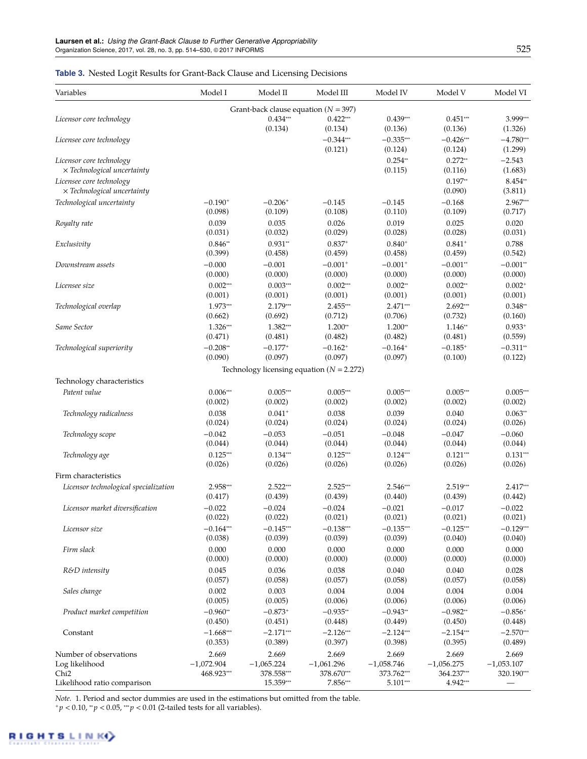**Table 3.** Nested Logit Results for Grant-Back Clause and Licensing Decisions

| Variables | Model I | Model II | Model III | Model IV | Model V | Model VI |
|---|---|---|---|---|---|---|
| | | | Grant-back clause equation ($N = 397$) | | | |
| *Licensor core technology* | | 0.434*** | 0.422*** | 0.439*** | 0.451*** | 3.999*** |
| | | (0.134) | (0.134) | (0.136) | (0.136) | (1.326) |
| *Licensee core technology* | | | −0.344*** | −0.335*** | −0.426*** | −4.780*** |
| | | | (0.121) | (0.124) | (0.124) | (1.299) |
| *Licensor core technology × Technological uncertainty* | | | | 0.254** | 0.272** | −2.543 |
| | | | | (0.115) | (0.116) | (1.683) |
| *Licensee core technology × Technological uncertainty* | | | | | 0.197** | 8.454** |
| | | | | | (0.090) | (3.811) |
| *Technological uncertainty* | −0.190+ | −0.206+ | −0.145 | −0.145 | −0.168 | 2.967*** |
| | (0.098) | (0.109) | (0.108) | (0.110) | (0.109) | (0.717) |
| *Royalty rate* | 0.039 | 0.035 | 0.026 | 0.019 | 0.025 | 0.020 |
| | (0.031) | (0.032) | (0.029) | (0.028) | (0.028) | (0.031) |
| *Exclusivity* | 0.846** | 0.931** | 0.837+ | 0.840+ | 0.841+ | 0.788 |
| | (0.399) | (0.458) | (0.459) | (0.458) | (0.459) | (0.542) |
| *Downstream assets* | −0.000 | −0.001 | −0.001+ | −0.001+ | −0.001** | −0.001** |
| | (0.000) | (0.000) | (0.000) | (0.000) | (0.000) | (0.000) |
| *Licensee size* | 0.002*** | 0.003*** | 0.002*** | 0.002** | 0.002** | 0.002+ |
| | (0.001) | (0.001) | (0.001) | (0.001) | (0.001) | (0.001) |
| *Technological overlap* | 1.973*** | 2.179*** | 2.455*** | 2.471*** | 2.692*** | 0.348** |
| | (0.662) | (0.692) | (0.712) | (0.706) | (0.732) | (0.160) |
| *Same Sector* | 1.326*** | 1.382*** | 1.200** | 1.200** | 1.146** | 0.933+ |
| | (0.471) | (0.481) | (0.482) | (0.482) | (0.481) | (0.559) |
| *Technological superiority* | −0.208** | −0.177+ | −0.162+ | −0.164+ | −0.185+ | −0.311** |
| | (0.090) | (0.097) | (0.097) | (0.097) | (0.100) | (0.122) |
| | | | Technology licensing equation ($N = 2.272$) | | | |
| Technology characteristics | | | | | | |
| *Patent value* | 0.006*** | 0.005*** | 0.005*** | 0.005*** | 0.005*** | 0.005*** |
| | (0.002) | (0.002) | (0.002) | (0.002) | (0.002) | (0.002) |
| *Technology radicalness* | 0.038 | 0.041+ | 0.038 | 0.039 | 0.040 | 0.063** |
| | (0.024) | (0.024) | (0.024) | (0.024) | (0.024) | (0.026) |
| *Technology scope* | −0.042 | −0.053 | −0.051 | −0.048 | −0.047 | −0.060 |
| | (0.044) | (0.044) | (0.044) | (0.044) | (0.044) | (0.044) |
| *Technology age* | 0.125*** | 0.134*** | 0.125*** | 0.124*** | 0.121*** | 0.131*** |
| | (0.026) | (0.026) | (0.026) | (0.026) | (0.026) | (0.026) |
| Firm characteristics | | | | | | |
| *Licensor technological specialization* | 2.958*** | 2.522*** | 2.525*** | 2.546*** | 2.519*** | 2.417*** |
| | (0.417) | (0.439) | (0.439) | (0.440) | (0.439) | (0.442) |
| *Licensor market diversification* | −0.022 | −0.024 | −0.024 | −0.021 | −0.017 | −0.022 |
| | (0.022) | (0.022) | (0.021) | (0.021) | (0.021) | (0.021) |
| *Licensor size* | −0.164*** | −0.145*** | −0.138*** | −0.135*** | −0.125*** | −0.129*** |
| | (0.038) | (0.039) | (0.039) | (0.039) | (0.040) | (0.040) |
| *Firm slack* | 0.000 | 0.000 | 0.000 | 0.000 | 0.000 | 0.000 |
| | (0.000) | (0.000) | (0.000) | (0.000) | (0.000) | (0.000) |
| *R&D intensity* | 0.045 | 0.036 | 0.038 | 0.040 | 0.040 | 0.028 |
| | (0.057) | (0.058) | (0.057) | (0.058) | (0.057) | (0.058) |
| *Sales change* | 0.002 | 0.003 | 0.004 | 0.004 | 0.004 | 0.004 |
| | (0.005) | (0.005) | (0.006) | (0.006) | (0.006) | (0.006) |
| *Product market competition* | −0.960** | −0.873+ | −0.935** | −0.943** | −0.982** | −0.856+ |
| | (0.450) | (0.451) | (0.448) | (0.449) | (0.450) | (0.448) |
| Constant | −1.668*** | −2.171*** | −2.126*** | −2.124*** | −2.154*** | −2.570*** |
| | (0.353) | (0.389) | (0.397) | (0.398) | (0.395) | (0.489) |
| Number of observations | 2.669 | 2.669 | 2.669 | 2.669 | 2.669 | 2.669 |
| Log likelihood | −1,072.904 | −1,065.224 | −1,061.296 | −1,058.746 | −1,056.275 | −1,053.107 |
| Chi2 | 468.923*** | 378.558*** | 378.670*** | 373.762*** | 364.237*** | 320.190*** |
| Likelihood ratio comparison | | 15.359*** | 7.856*** | 5.101*** | 4.942*** | — |

*Note.* 1. Period and sector dummies are used in the estimations but omitted from the table.
+$p < 0.10$, **$p < 0.05$, ***$p < 0.01$ (2-tailed tests for all variables).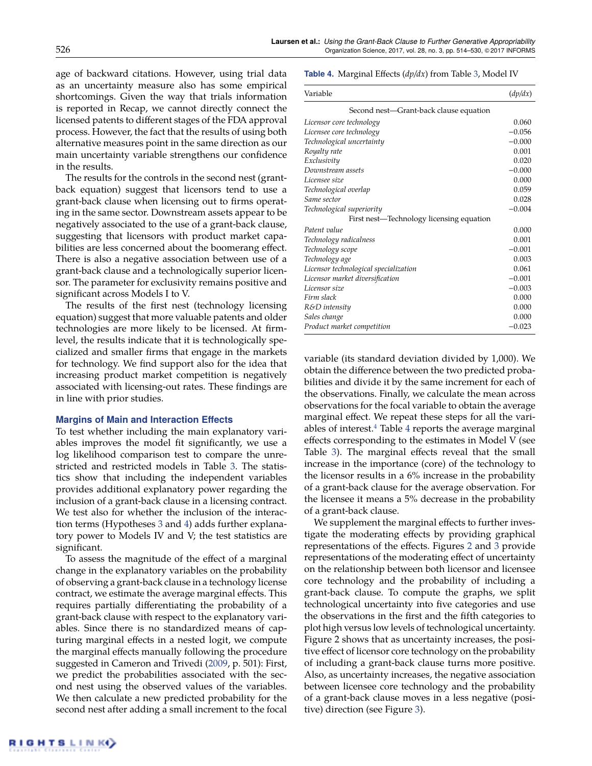age of backward citations. However, using trial data as an uncertainty measure also has some empirical shortcomings. Given the way that trials information is reported in Recap, we cannot directly connect the licensed patents to different stages of the FDA approval process. However, the fact that the results of using both alternative measures point in the same direction as our main uncertainty variable strengthens our confidence in the results.

The results for the controls in the second nest (grant-back equation) suggest that licensors tend to use a grant-back clause when licensing out to firms operating in the same sector. Downstream assets appear to be negatively associated to the use of a grant-back clause, suggesting that licensors with product market capabilities are less concerned about the boomerang effect. There is also a negative association between use of a grant-back clause and a technologically superior licensor. The parameter for exclusivity remains positive and significant across Models I to V.

The results of the first nest (technology licensing equation) suggest that more valuable patents and older technologies are more likely to be licensed. At firm-level, the results indicate that it is technologically specialized and smaller firms that engage in the markets for technology. We find support also for the idea that increasing product market competition is negatively associated with licensing-out rates. These findings are in line with prior studies.

### Margins of Main and Interaction Effects

To test whether including the main explanatory variables improves the model fit significantly, we use a log likelihood comparison test to compare the unrestricted and restricted models in Table 3. The statistics show that including the independent variables provides additional explanatory power regarding the inclusion of a grant-back clause in a licensing contract. We test also for whether the inclusion of the interaction terms (Hypotheses 3 and 4) adds further explanatory power to Models IV and V; the test statistics are significant.

To assess the magnitude of the effect of a marginal change in the explanatory variables on the probability of observing a grant-back clause in a technology license contract, we estimate the average marginal effects. This requires partially differentiating the probability of a grant-back clause with respect to the explanatory variables. Since there is no standardized means of capturing marginal effects in a nested logit, we compute the marginal effects manually following the procedure suggested in Cameron and Trivedi (2009, p. 501): First, we predict the probabilities associated with the second nest using the observed values of the variables. We then calculate a new predicted probability for the second nest after adding a small increment to the focal variable (its standard deviation divided by 1,000). We obtain the difference between the two predicted probabilities and divide it by the same increment for each of the observations. Finally, we calculate the mean across observations for the focal variable to obtain the average marginal effect. We repeat these steps for all the variables of interest.[4] Table 4 reports the average marginal effects corresponding to the estimates in Model V (see Table 3). The marginal effects reveal that the small increase in the importance (core) of the technology to the licensor results in a 6% increase in the probability of a grant-back clause for the average observation. For the licensee it means a 5% decrease in the probability of a grant-back clause.

**Table 4.** Marginal Effects (*dp/dx*) from Table 3, Model IV

| Variable | (*dp/dx*) |
|---|---|
| Second nest—Grant-back clause equation | |
| *Licensor core technology* | 0.060 |
| *Licensee core technology* | −0.056 |
| *Technological uncertainty* | −0.000 |
| *Royalty rate* | 0.001 |
| *Exclusivity* | 0.020 |
| *Downstream assets* | −0.000 |
| *Licensee size* | 0.000 |
| *Technological overlap* | 0.059 |
| *Same sector* | 0.028 |
| *Technological superiority* | −0.004 |
| First nest—Technology licensing equation | |
| *Patent value* | 0.000 |
| *Technology radicalness* | 0.001 |
| *Technology scope* | −0.001 |
| *Technology age* | 0.003 |
| *Licensor technological specialization* | 0.061 |
| *Licensor market diversification* | −0.001 |
| *Licensor size* | −0.003 |
| *Firm slack* | 0.000 |
| *R&D intensity* | 0.000 |
| *Sales change* | 0.000 |
| *Product market competition* | −0.023 |

We supplement the marginal effects to further investigate the moderating effects by providing graphical representations of the effects. Figures 2 and 3 provide representations of the moderating effect of uncertainty on the relationship between both licensor and licensee core technology and the probability of including a grant-back clause. To compute the graphs, we split technological uncertainty into five categories and use the observations in the first and the fifth categories to plot high versus low levels of technological uncertainty. Figure 2 shows that as uncertainty increases, the positive effect of licensor core technology on the probability of including a grant-back clause turns more positive. Also, as uncertainty increases, the negative association between licensee core technology and the probability of a grant-back clause moves in a less negative (positive) direction (see Figure 3).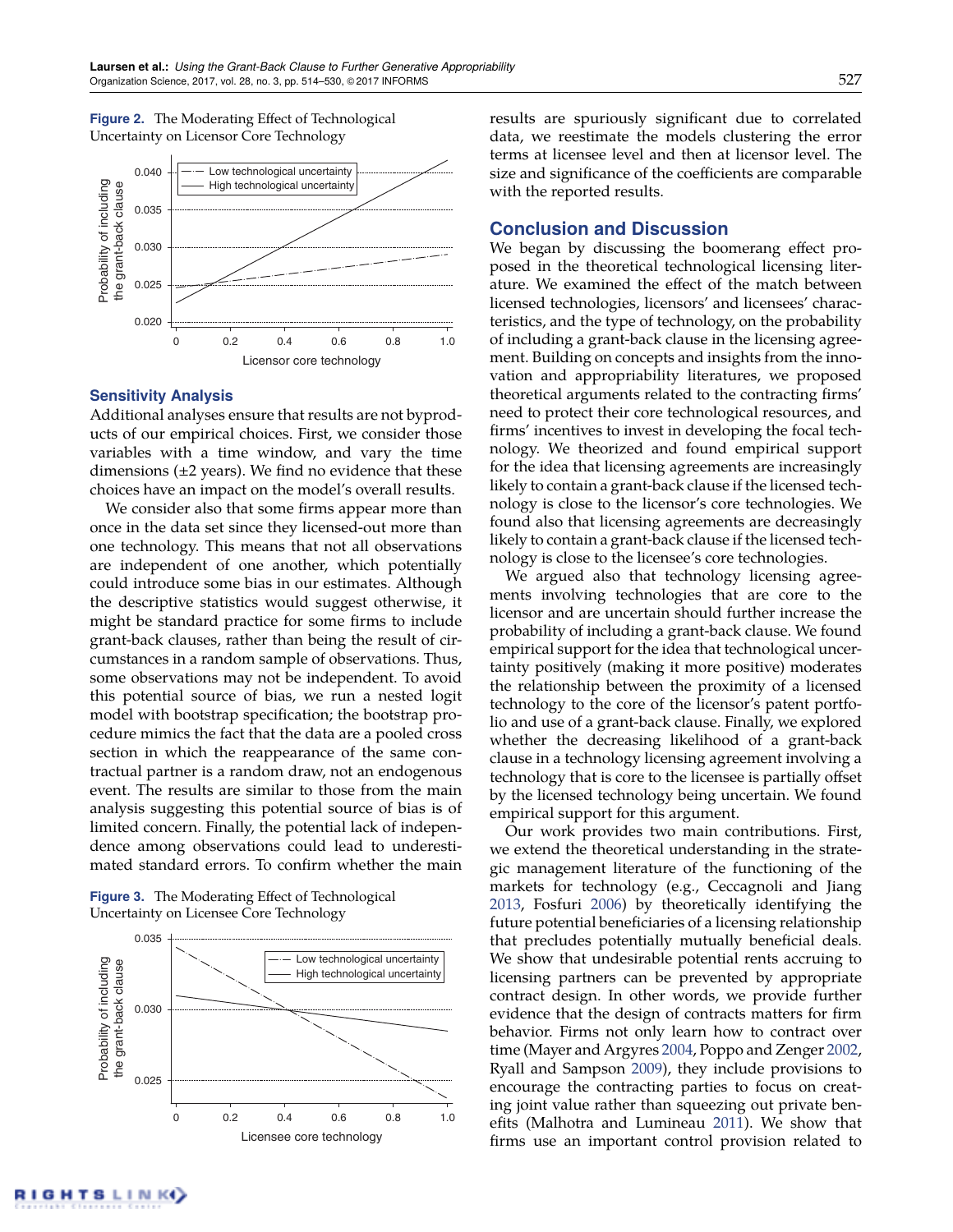**Figure 2.** The Moderating Effect of Technological Uncertainty on Licensor Core Technology

Probability of including the grant-back clause

0.040
0.035
0.030
0.025
0.020

Low technological uncertainty
High technological uncertainty

0 0.2 0.4 0.6 0.8 1.0

Licensor core technology

### Sensitivity Analysis

Additional analyses ensure that results are not byproducts of our empirical choices. First, we consider those variables with a time window, and vary the time dimensions (±2 years). We find no evidence that these choices have an impact on the model's overall results.

We consider also that some firms appear more than once in the data set since they licensed-out more than one technology. This means that not all observations are independent of one another, which potentially could introduce some bias in our estimates. Although the descriptive statistics would suggest otherwise, it might be standard practice for some firms to include grant-back clauses, rather than being the result of circumstances in a random sample of observations. Thus, some observations may not be independent. To avoid this potential source of bias, we run a nested logit model with bootstrap specification; the bootstrap procedure mimics the fact that the data are a pooled cross section in which the reappearance of the same contractual partner is a random draw, not an endogenous event. The results are similar to those from the main analysis suggesting this potential source of bias is of limited concern. Finally, the potential lack of independence among observations could lead to underestimated standard errors. To confirm whether the main results are spuriously significant due to correlated data, we reestimate the models clustering the error terms at licensee level and then at licensor level. The size and significance of the coefficients are comparable with the reported results.

**Figure 3.** The Moderating Effect of Technological Uncertainty on Licensee Core Technology

Probability of including the grant-back clause

0.035
0.030
0.025

Low technological uncertainty
High technological uncertainty

0 0.2 0.4 0.6 0.8 1.0

Licensee core technology

## Conclusion and Discussion

We began by discussing the boomerang effect proposed in the theoretical technological licensing literature. We examined the effect of the match between licensed technologies, licensors' and licensees' characteristics, and the type of technology, on the probability of including a grant-back clause in the licensing agreement. Building on concepts and insights from the innovation and appropriability literatures, we proposed theoretical arguments related to the contracting firms' need to protect their core technological resources, and firms' incentives to invest in developing the focal technology. We theorized and found empirical support for the idea that licensing agreements are increasingly likely to contain a grant-back clause if the licensed technology is close to the licensor's core technologies. We found also that licensing agreements are decreasingly likely to contain a grant-back clause if the licensed technology is close to the licensee's core technologies.

We argued also that technology licensing agreements involving technologies that are core to the licensor and are uncertain should further increase the probability of including a grant-back clause. We found empirical support for the idea that technological uncertainty positively (making it more positive) moderates the relationship between the proximity of a licensed technology to the core of the licensor's patent portfolio and use of a grant-back clause. Finally, we explored whether the decreasing likelihood of a grant-back clause in a technology licensing agreement involving a technology that is core to the licensee is partially offset by the licensed technology being uncertain. We found empirical support for this argument.

Our work provides two main contributions. First, we extend the theoretical understanding in the strategic management literature of the functioning of the markets for technology (e.g., Ceccagnoli and Jiang 2013, Fosfuri 2006) by theoretically identifying the future potential beneficiaries of a licensing relationship that precludes potentially mutually beneficial deals. We show that undesirable potential rents accruing to licensing partners can be prevented by appropriate contract design. In other words, we provide further evidence that the design of contracts matters for firm behavior. Firms not only learn how to contract over time (Mayer and Argyres 2004, Poppo and Zenger 2002, Ryall and Sampson 2009), they include provisions to encourage the contracting parties to focus on creating joint value rather than squeezing out private benefits (Malhotra and Lumineau 2011). We show that firms use an important control provision related to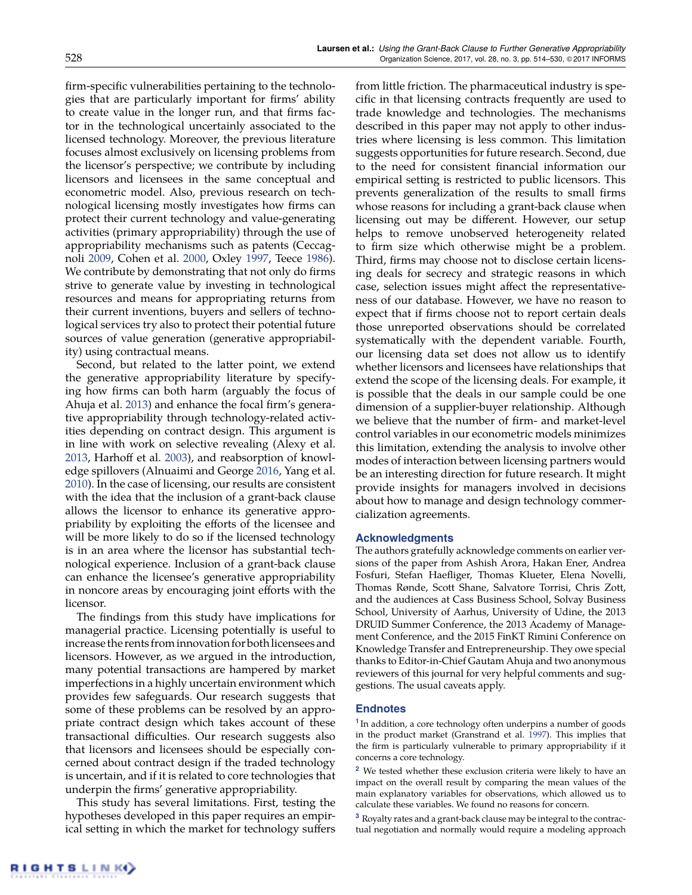firm-specific vulnerabilities pertaining to the technologies that are particularly important for firms' ability to create value in the longer run, and that firms factor in the technological uncertainly associated to the licensed technology. Moreover, the previous literature focuses almost exclusively on licensing problems from the licensor's perspective; we contribute by including licensors and licensees in the same conceptual and econometric model. Also, previous research on technological licensing mostly investigates how firms can protect their current technology and value-generating activities (primary appropriability) through the use of appropriability mechanisms such as patents (Ceccagnoli 2009, Cohen et al. 2000, Oxley 1997, Teece 1986). We contribute by demonstrating that not only do firms strive to generate value by investing in technological resources and means for appropriating returns from their current inventions, buyers and sellers of technological services try also to protect their potential future sources of value generation (generative appropriability) using contractual means.

Second, but related to the latter point, we extend the generative appropriability literature by specifying how firms can both harm (arguably the focus of Ahuja et al. 2013) and enhance the focal firm's generative appropriability through technology-related activities depending on contract design. This argument is in line with work on selective revealing (Alexy et al. 2013, Harhoff et al. 2003), and reabsorption of knowledge spillovers (Alnuaimi and George 2016, Yang et al. 2010). In the case of licensing, our results are consistent with the idea that the inclusion of a grant-back clause allows the licensor to enhance its generative appropriability by exploiting the efforts of the licensee and will be more likely to do so if the licensed technology is in an area where the licensor has substantial technological experience. Inclusion of a grant-back clause can enhance the licensee's generative appropriability in noncore areas by encouraging joint efforts with the licensor.

The findings from this study have implications for managerial practice. Licensing potentially is useful to increase the rents from innovation for both licensees and licensors. However, as we argued in the introduction, many potential transactions are hampered by market imperfections in a highly uncertain environment which provides few safeguards. Our research suggests that some of these problems can be resolved by an appropriate contract design which takes account of these transactional difficulties. Our research suggests also that licensors and licensees should be especially concerned about contract design if the traded technology is uncertain, and if it is related to core technologies that underpin the firms' generative appropriability.

This study has several limitations. First, testing the hypotheses developed in this paper requires an empirical setting in which the market for technology suffers from little friction. The pharmaceutical industry is specific in that licensing contracts frequently are used to trade knowledge and technologies. The mechanisms described in this paper may not apply to other industries where licensing is less common. This limitation suggests opportunities for future research. Second, due to the need for consistent financial information our empirical setting is restricted to public licensors. This prevents generalization of the results to small firms whose reasons for including a grant-back clause when licensing out may be different. However, our setup helps to remove unobserved heterogeneity related to firm size which otherwise might be a problem. Third, firms may choose not to disclose certain licensing deals for secrecy and strategic reasons in which case, selection issues might affect the representativeness of our database. However, we have no reason to expect that if firms choose not to report certain deals those unreported observations should be correlated systematically with the dependent variable. Fourth, our licensing data set does not allow us to identify whether licensors and licensees have relationships that extend the scope of the licensing deals. For example, it is possible that the deals in our sample could be one dimension of a supplier-buyer relationship. Although we believe that the number of firm- and market-level control variables in our econometric models minimizes this limitation, extending the analysis to involve other modes of interaction between licensing partners would be an interesting direction for future research. It might provide insights for managers involved in decisions about how to manage and design technology commercialization agreements.

## Acknowledgments

The authors gratefully acknowledge comments on earlier versions of the paper from Ashish Arora, Hakan Ener, Andrea Fosfuri, Stefan Haefliger, Thomas Klueter, Elena Novelli, Thomas Rønde, Scott Shane, Salvatore Torrisi, Chris Zott, and the audiences at Cass Business School, Solvay Business School, University of Aarhus, University of Udine, the 2013 DRUID Summer Conference, the 2013 Academy of Management Conference, and the 2015 FinKT Rimini Conference on Knowledge Transfer and Entrepreneurship. They owe special thanks to Editor-in-Chief Gautam Ahuja and two anonymous reviewers of this journal for very helpful comments and suggestions. The usual caveats apply.

## Endnotes

[1] In addition, a core technology often underpins a number of goods in the product market (Granstrand et al. 1997). This implies that the firm is particularly vulnerable to primary appropriability if it concerns a core technology.

[2] We tested whether these exclusion criteria were likely to have an impact on the overall result by comparing the mean values of the main explanatory variables for observations, which allowed us to calculate these variables. We found no reasons for concern.

[3] Royalty rates and a grant-back clause may be integral to the contractual negotiation and normally would require a modeling approach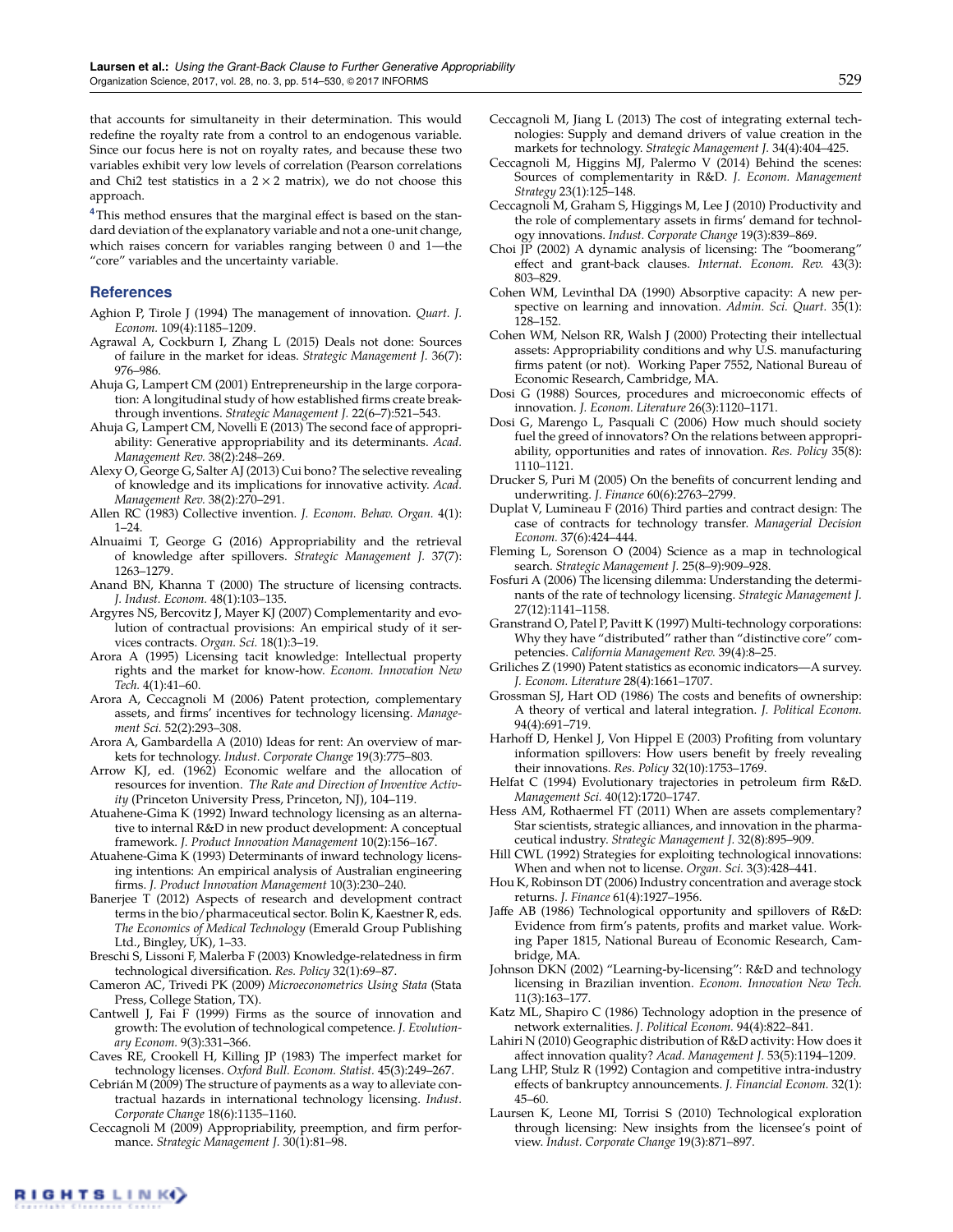that accounts for simultaneity in their determination. This would redefine the royalty rate from a control to an endogenous variable. Since our focus here is not on royalty rates, and because these two variables exhibit very low levels of correlation (Pearson correlations and Chi2 test statistics in a $2 \times 2$ matrix), we do not choose this approach.

[4]This method ensures that the marginal effect is based on the standard deviation of the explanatory variable and not a one-unit change, which raises concern for variables ranging between 0 and 1—the "core" variables and the uncertainty variable.

## References

Aghion P, Tirole J (1994) The management of innovation. *Quart. J. Econom.* 109(4):1185–1209.

Agrawal A, Cockburn I, Zhang L (2015) Deals not done: Sources of failure in the market for ideas. *Strategic Management J.* 36(7): 976–986.

Ahuja G, Lampert CM (2001) Entrepreneurship in the large corporation: A longitudinal study of how established firms create breakthrough inventions. *Strategic Management J.* 22(6–7):521–543.

Ahuja G, Lampert CM, Novelli E (2013) The second face of appropriability: Generative appropriability and its determinants. *Acad. Management Rev.* 38(2):248–269.

Alexy O, George G, Salter AJ (2013) Cui bono? The selective revealing of knowledge and its implications for innovative activity. *Acad. Management Rev.* 38(2):270–291.

Allen RC (1983) Collective invention. *J. Econom. Behav. Organ.* 4(1): 1–24.

Alnuaimi T, George G (2016) Appropriability and the retrieval of knowledge after spillovers. *Strategic Management J.* 37(7): 1263–1279.

Anand BN, Khanna T (2000) The structure of licensing contracts. *J. Indust. Econom.* 48(1):103–135.

Argyres NS, Bercovitz J, Mayer KJ (2007) Complementarity and evolution of contractual provisions: An empirical study of it services contracts. *Organ. Sci.* 18(1):3–19.

Arora A (1995) Licensing tacit knowledge: Intellectual property rights and the market for know-how. *Econom. Innovation New Tech.* 4(1):41–60.

Arora A, Ceccagnoli M (2006) Patent protection, complementary assets, and firms' incentives for technology licensing. *Management Sci.* 52(2):293–308.

Arora A, Gambardella A (2010) Ideas for rent: An overview of markets for technology. *Indust. Corporate Change* 19(3):775–803.

Arrow KJ, ed. (1962) Economic welfare and the allocation of resources for invention. *The Rate and Direction of Inventive Activity* (Princeton University Press, Princeton, NJ), 104–119.

Atuahene-Gima K (1992) Inward technology licensing as an alternative to internal R&D in new product development: A conceptual framework. *J. Product Innovation Management* 10(2):156–167.

Atuahene-Gima K (1993) Determinants of inward technology licensing intentions: An empirical analysis of Australian engineering firms. *J. Product Innovation Management* 10(3):230–240.

Banerjee T (2012) Aspects of research and development contract terms in the bio/pharmaceutical sector. Bolin K, Kaestner R, eds. *The Economics of Medical Technology* (Emerald Group Publishing Ltd., Bingley, UK), 1–33.

Breschi S, Lissoni F, Malerba F (2003) Knowledge-relatedness in firm technological diversification. *Res. Policy* 32(1):69–87.

Cameron AC, Trivedi PK (2009) *Microeconometrics Using Stata* (Stata Press, College Station, TX).

Cantwell J, Fai F (1999) Firms as the source of innovation and growth: The evolution of technological competence. *J. Evolutionary Econom.* 9(3):331–366.

Caves RE, Crookell H, Killing JP (1983) The imperfect market for technology licenses. *Oxford Bull. Econom. Statist.* 45(3):249–267.

Cebrián M (2009) The structure of payments as a way to alleviate contractual hazards in international technology licensing. *Indust. Corporate Change* 18(6):1135–1160.

Ceccagnoli M (2009) Appropriability, preemption, and firm performance. *Strategic Management J.* 30(1):81–98.

Ceccagnoli M, Jiang L (2013) The cost of integrating external technologies: Supply and demand drivers of value creation in the markets for technology. *Strategic Management J.* 34(4):404–425.

Ceccagnoli M, Higgins MJ, Palermo V (2014) Behind the scenes: Sources of complementarity in R&D. *J. Econom. Management Strategy* 23(1):125–148.

Ceccagnoli M, Graham S, Higgins M, Lee J (2010) Productivity and the role of complementary assets in firms' demand for technology innovations. *Indust. Corporate Change* 19(3):839–869.

Choi JP (2002) A dynamic analysis of licensing: The "boomerang" effect and grant-back clauses. *Internat. Econom. Rev.* 43(3): 803–829.

Cohen WM, Levinthal DA (1990) Absorptive capacity: A new perspective on learning and innovation. *Admin. Sci. Quart.* 35(1): 128–152.

Cohen WM, Nelson RR, Walsh J (2000) Protecting their intellectual assets: Appropriability conditions and why U.S. manufacturing firms patent (or not). Working Paper 7552, National Bureau of Economic Research, Cambridge, MA.

Dosi G (1988) Sources, procedures and microeconomic effects of innovation. *J. Econom. Literature* 26(3):1120–1171.

Dosi G, Marengo L, Pasquali C (2006) How much should society fuel the greed of innovators? On the relations between appropriability, opportunities and rates of innovation. *Res. Policy* 35(8): 1110–1121.

Drucker S, Puri M (2005) On the benefits of concurrent lending and underwriting. *J. Finance* 60(6):2763–2799.

Duplat V, Lumineau F (2016) Third parties and contract design: The case of contracts for technology transfer. *Managerial Decision Econom.* 37(6):424–444.

Fleming L, Sorenson O (2004) Science as a map in technological search. *Strategic Management J.* 25(8–9):909–928.

Fosfuri A (2006) The licensing dilemma: Understanding the determinants of the rate of technology licensing. *Strategic Management J.* 27(12):1141–1158.

Granstrand O, Patel P, Pavitt K (1997) Multi-technology corporations: Why they have "distributed" rather than "distinctive core" competencies. *California Management Rev.* 39(4):8–25.

Griliches Z (1990) Patent statistics as economic indicators—A survey. *J. Econom. Literature* 28(4):1661–1707.

Grossman SJ, Hart OD (1986) The costs and benefits of ownership: A theory of vertical and lateral integration. *J. Political Econom.* 94(4):691–719.

Harhoff D, Henkel J, Von Hippel E (2003) Profiting from voluntary information spillovers: How users benefit by freely revealing their innovations. *Res. Policy* 32(10):1753–1769.

Helfat C (1994) Evolutionary trajectories in petroleum firm R&D. *Management Sci.* 40(12):1720–1747.

Hess AM, Rothaermel FT (2011) When are assets complementary? Star scientists, strategic alliances, and innovation in the pharmaceutical industry. *Strategic Management J.* 32(8):895–909.

Hill CWL (1992) Strategies for exploiting technological innovations: When and when not to license. *Organ. Sci.* 3(3):428–441.

Hou K, Robinson DT (2006) Industry concentration and average stock returns. *J. Finance* 61(4):1927–1956.

Jaffe AB (1986) Technological opportunity and spillovers of R&D: Evidence from firm's patents, profits and market value. Working Paper 1815, National Bureau of Economic Research, Cambridge, MA.

Johnson DKN (2002) "Learning-by-licensing": R&D and technology licensing in Brazilian invention. *Econom. Innovation New Tech.* 11(3):163–177.

Katz ML, Shapiro C (1986) Technology adoption in the presence of network externalities. *J. Political Econom.* 94(4):822–841.

Lahiri N (2010) Geographic distribution of R&D activity: How does it affect innovation quality? *Acad. Management J.* 53(5):1194–1209.

Lang LHP, Stulz R (1992) Contagion and competitive intra-industry effects of bankruptcy announcements. *J. Financial Econom.* 32(1): 45–60.

Laursen K, Leone MI, Torrisi S (2010) Technological exploration through licensing: New insights from the licensee's point of view. *Indust. Corporate Change* 19(3):871–897.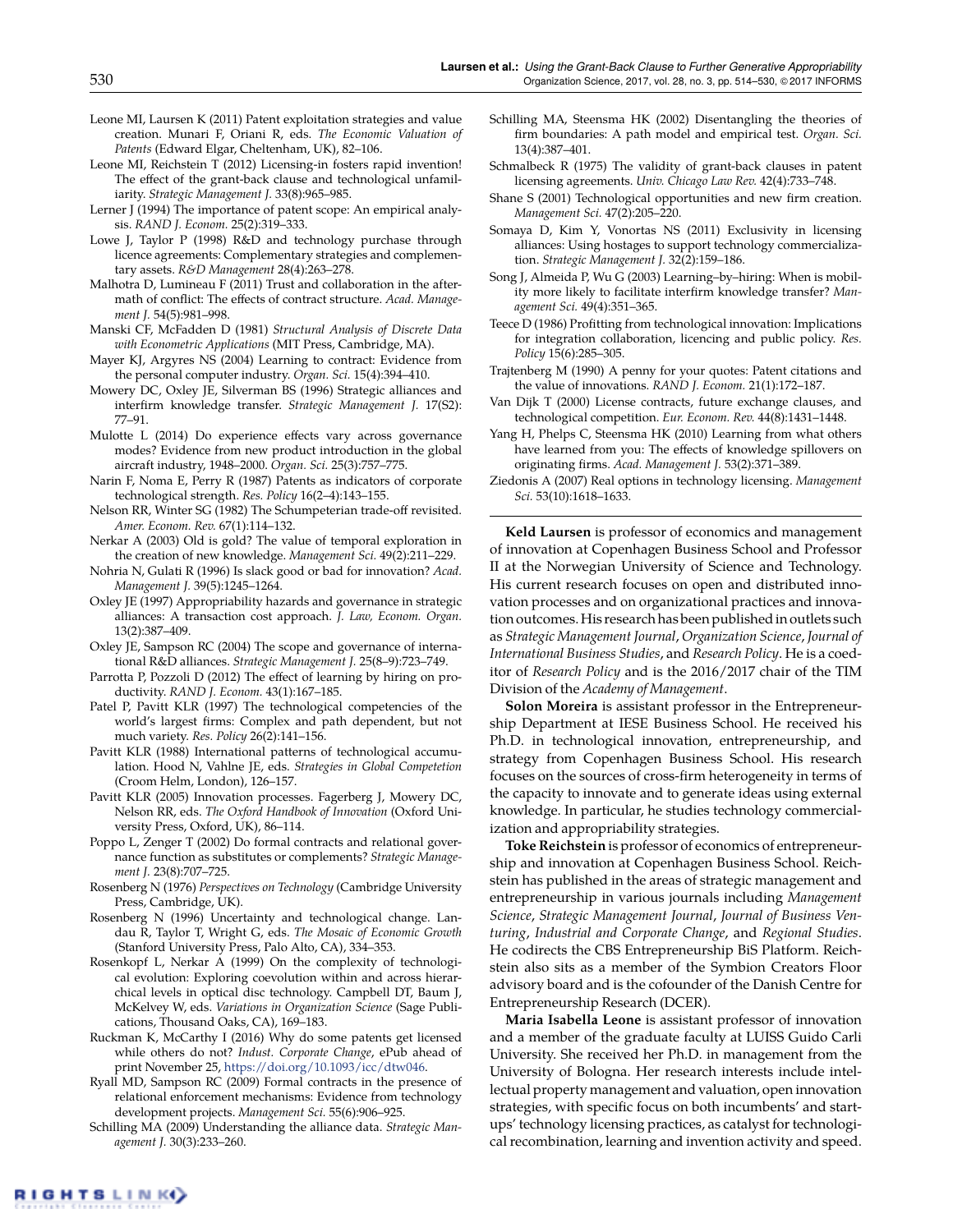Leone MI, Laursen K (2011) Patent exploitation strategies and value creation. Munari F, Oriani R, eds. *The Economic Valuation of Patents* (Edward Elgar, Cheltenham, UK), 82–106.

Leone MI, Reichstein T (2012) Licensing-in fosters rapid invention! The effect of the grant-back clause and technological unfamiliarity. *Strategic Management J.* 33(8):965–985.

Lerner J (1994) The importance of patent scope: An empirical analysis. *RAND J. Econom.* 25(2):319–333.

Lowe J, Taylor P (1998) R&D and technology purchase through licence agreements: Complementary strategies and complementary assets. *R&D Management* 28(4):263–278.

Malhotra D, Lumineau F (2011) Trust and collaboration in the aftermath of conflict: The effects of contract structure. *Acad. Management J.* 54(5):981–998.

Manski CF, McFadden D (1981) *Structural Analysis of Discrete Data with Econometric Applications* (MIT Press, Cambridge, MA).

Mayer KJ, Argyres NS (2004) Learning to contract: Evidence from the personal computer industry. *Organ. Sci.* 15(4):394–410.

Mowery DC, Oxley JE, Silverman BS (1996) Strategic alliances and interfirm knowledge transfer. *Strategic Management J.* 17(S2): 77–91.

Mulotte L (2014) Do experience effects vary across governance modes? Evidence from new product introduction in the global aircraft industry, 1948–2000. *Organ. Sci.* 25(3):757–775.

Narin F, Noma E, Perry R (1987) Patents as indicators of corporate technological strength. *Res. Policy* 16(2–4):143–155.

Nelson RR, Winter SG (1982) The Schumpeterian trade-off revisited. *Amer. Econom. Rev.* 67(1):114–132.

Nerkar A (2003) Old is gold? The value of temporal exploration in the creation of new knowledge. *Management Sci.* 49(2):211–229.

Nohria N, Gulati R (1996) Is slack good or bad for innovation? *Acad. Management J.* 39(5):1245–1264.

Oxley JE (1997) Appropriability hazards and governance in strategic alliances: A transaction cost approach. *J. Law, Econom. Organ.* 13(2):387–409.

Oxley JE, Sampson RC (2004) The scope and governance of international R&D alliances. *Strategic Management J.* 25(8–9):723–749.

Parrotta P, Pozzoli D (2012) The effect of learning by hiring on productivity. *RAND J. Econom.* 43(1):167–185.

Patel P, Pavitt KLR (1997) The technological competencies of the world's largest firms: Complex and path dependent, but not much variety. *Res. Policy* 26(2):141–156.

Pavitt KLR (1988) International patterns of technological accumulation. Hood N, Vahlne JE, eds. *Strategies in Global Competetion* (Croom Helm, London), 126–157.

Pavitt KLR (2005) Innovation processes. Fagerberg J, Mowery DC, Nelson RR, eds. *The Oxford Handbook of Innovation* (Oxford University Press, Oxford, UK), 86–114.

Poppo L, Zenger T (2002) Do formal contracts and relational governance function as substitutes or complements? *Strategic Management J.* 23(8):707–725.

Rosenberg N (1976) *Perspectives on Technology* (Cambridge University Press, Cambridge, UK).

Rosenberg N (1996) Uncertainty and technological change. Landau R, Taylor T, Wright G, eds. *The Mosaic of Economic Growth* (Stanford University Press, Palo Alto, CA), 334–353.

Rosenkopf L, Nerkar A (1999) On the complexity of technological evolution: Exploring coevolution within and across hierarchical levels in optical disc technology. Campbell DT, Baum J, McKelvey W, eds. *Variations in Organization Science* (Sage Publications, Thousand Oaks, CA), 169–183.

Ruckman K, McCarthy I (2016) Why do some patents get licensed while others do not? *Indust. Corporate Change*, ePub ahead of print November 25, https://doi.org/10.1093/icc/dtw046.

Ryall MD, Sampson RC (2009) Formal contracts in the presence of relational enforcement mechanisms: Evidence from technology development projects. *Management Sci.* 55(6):906–925.

Schilling MA (2009) Understanding the alliance data. *Strategic Management J.* 30(3):233–260.

Schilling MA, Steensma HK (2002) Disentangling the theories of firm boundaries: A path model and empirical test. *Organ. Sci.* 13(4):387–401.

Schmalbeck R (1975) The validity of grant-back clauses in patent licensing agreements. *Univ. Chicago Law Rev.* 42(4):733–748.

Shane S (2001) Technological opportunities and new firm creation. *Management Sci.* 47(2):205–220.

Somaya D, Kim Y, Vonortas NS (2011) Exclusivity in licensing alliances: Using hostages to support technology commercialization. *Strategic Management J.* 32(2):159–186.

Song J, Almeida P, Wu G (2003) Learning–by–hiring: When is mobility more likely to facilitate interfirm knowledge transfer? *Management Sci.* 49(4):351–365.

Teece D (1986) Profitting from technological innovation: Implications for integration collaboration, licencing and public policy. *Res. Policy* 15(6):285–305.

Trajtenberg M (1990) A penny for your quotes: Patent citations and the value of innovations. *RAND J. Econom.* 21(1):172–187.

Van Dijk T (2000) License contracts, future exchange clauses, and technological competition. *Eur. Econom. Rev.* 44(8):1431–1448.

Yang H, Phelps C, Steensma HK (2010) Learning from what others have learned from you: The effects of knowledge spillovers on originating firms. *Acad. Management J.* 53(2):371–389.

Ziedonis A (2007) Real options in technology licensing. *Management Sci.* 53(10):1618–1633.

---

**Keld Laursen** is professor of economics and management of innovation at Copenhagen Business School and Professor II at the Norwegian University of Science and Technology. His current research focuses on open and distributed innovation processes and on organizational practices and innovation outcomes. His research has been published in outlets such as *Strategic Management Journal*, *Organization Science*, *Journal of International Business Studies*, and *Research Policy*. He is a coeditor of *Research Policy* and is the 2016/2017 chair of the TIM Division of the *Academy of Management*.

**Solon Moreira** is assistant professor in the Entrepreneurship Department at IESE Business School. He received his Ph.D. in technological innovation, entrepreneurship, and strategy from Copenhagen Business School. His research focuses on the sources of cross-firm heterogeneity in terms of the capacity to innovate and to generate ideas using external knowledge. In particular, he studies technology commercialization and appropriability strategies.

**Toke Reichstein** is professor of economics of entrepreneurship and innovation at Copenhagen Business School. Reichstein has published in the areas of strategic management and entrepreneurship in various journals including *Management Science*, *Strategic Management Journal*, *Journal of Business Venturing*, *Industrial and Corporate Change*, and *Regional Studies*. He codirects the CBS Entrepreneurship BiS Platform. Reichstein also sits as a member of the Symbion Creators Floor advisory board and is the cofounder of the Danish Centre for Entrepreneurship Research (DCER).

**Maria Isabella Leone** is assistant professor of innovation and a member of the graduate faculty at LUISS Guido Carli University. She received her Ph.D. in management from the University of Bologna. Her research interests include intellectual property management and valuation, open innovation strategies, with specific focus on both incumbents' and start-ups' technology licensing practices, as catalyst for technological recombination, learning and invention activity and speed.